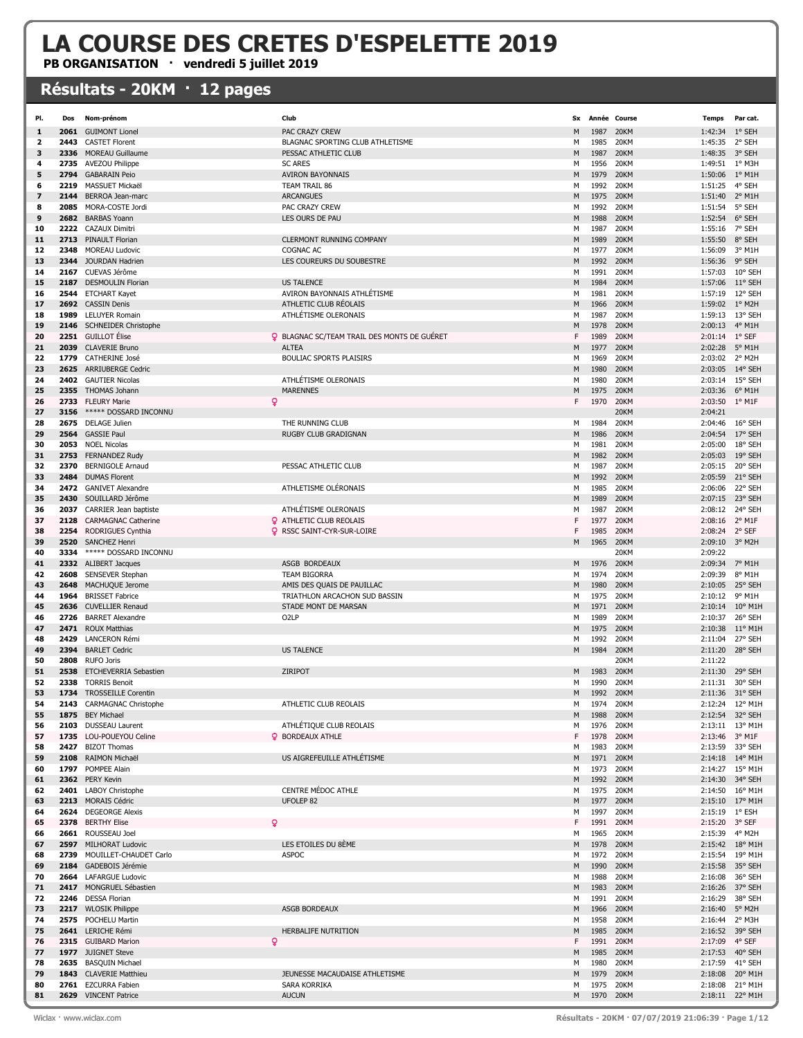# LA COURSE DES CRETES D'ESPELETTE 2019

**PB ORGANISATION · vendredi 5 juillet 2019**

## Résultats - 20KM · 12 pages

| Pl. | Dos | Nom-prénom | Club | Sx | Année | Course | Temps | Par cat. |
|---|---|---|---|---|---|---|---|---|
| 1 | 2061 | GUIMONT Lionel | PAC CRAZY CREW | M | 1987 | 20KM | 1:42:34 | 1° SEH |
| 2 | 2443 | CASTET Florent | BLAGNAC SPORTING CLUB ATHLETISME | M | 1985 | 20KM | 1:45:35 | 2° SEH |
| 3 | 2336 | MOREAU Guillaume | PESSAC ATHLETIC CLUB | M | 1987 | 20KM | 1:48:35 | 3° SEH |
| 4 | 2735 | AVEZOU Philippe | SC ARES | M | 1956 | 20KM | 1:49:51 | 1° M3H |
| 5 | 2794 | GABARAIN Peio | AVIRON BAYONNAIS | M | 1979 | 20KM | 1:50:06 | 1° M1H |
| 6 | 2219 | MASSUET Mickaël | TEAM TRAIL 86 | M | 1992 | 20KM | 1:51:25 | 4° SEH |
| 7 | 2144 | BERROA Jean-marc | ARCANGUES | M | 1975 | 20KM | 1:51:40 | 2° M1H |
| 8 | 2085 | MORA-COSTE Jordi | PAC CRAZY CREW | M | 1992 | 20KM | 1:51:54 | 5° SEH |
| 9 | 2682 | BARBAS Yoann | LES OURS DE PAU | M | 1988 | 20KM | 1:52:54 | 6° SEH |
| 10 | 2222 | CAZAUX Dimitri | | M | 1987 | 20KM | 1:55:16 | 7° SEH |
| 11 | 2713 | PINAULT Florian | CLERMONT RUNNING COMPANY | M | 1989 | 20KM | 1:55:50 | 8° SEH |
| 12 | 2348 | MOREAU Ludovic | COGNAC AC | M | 1977 | 20KM | 1:56:09 | 3° M1H |
| 13 | 2344 | JOURDAN Hadrien | LES COUREURS DU SOUBESTRE | M | 1992 | 20KM | 1:56:36 | 9° SEH |
| 14 | 2167 | CUEVAS Jérôme | | M | 1991 | 20KM | 1:57:03 | 10° SEH |
| 15 | 2187 | DESMOULIN Florian | US TALENCE | M | 1984 | 20KM | 1:57:06 | 11° SEH |
| 16 | 2544 | ETCHART Kayet | AVIRON BAYONNAIS ATHLÉTISME | M | 1981 | 20KM | 1:57:19 | 12° SEH |
| 17 | 2692 | CASSIN Denis | ATHLETIC CLUB RÉOLAIS | M | 1966 | 20KM | 1:59:02 | 1° M2H |
| 18 | 1989 | LELUYER Romain | ATHLÉTISME OLERONAIS | M | 1987 | 20KM | 1:59:13 | 13° SEH |
| 19 | 2146 | SCHNEIDER Christophe | | M | 1978 | 20KM | 2:00:13 | 4° M1H |
| 20 | 2251 | GUILLOT Élise | ♀ BLAGNAC SC/TEAM TRAIL DES MONTS DE GUÉRET | F | 1989 | 20KM | 2:01:14 | 1° SEF |
| 21 | 2039 | CLAVERIE Bruno | ALTEA | M | 1977 | 20KM | 2:02:28 | 5° M1H |
| 22 | 1779 | CATHERINE José | BOULIAC SPORTS PLAISIRS | M | 1969 | 20KM | 2:03:02 | 2° M2H |
| 23 | 2625 | ARRIUBERGE Cedric | | M | 1980 | 20KM | 2:03:05 | 14° SEH |
| 24 | 2402 | GAUTIER Nicolas | ATHLÉTISME OLERONAIS | M | 1980 | 20KM | 2:03:14 | 15° SEH |
| 25 | 2355 | THOMAS Johann | MARENNES | M | 1975 | 20KM | 2:03:36 | 6° M1H |
| 26 | 2733 | FLEURY Marie | ♀ | F | 1970 | 20KM | 2:03:50 | 1° M1F |
| 27 | 3156 | ***** DOSSARD INCONNU | | | | 20KM | 2:04:21 | |
| 28 | 2675 | DELAGE Julien | THE RUNNING CLUB | M | 1984 | 20KM | 2:04:46 | 16° SEH |
| 29 | 2564 | GASSIE Paul | RUGBY CLUB GRADIGNAN | M | 1986 | 20KM | 2:04:54 | 17° SEH |
| 30 | 2053 | NOEL Nicolas | | M | 1981 | 20KM | 2:05:00 | 18° SEH |
| 31 | 2753 | FERNANDEZ Rudy | | M | 1982 | 20KM | 2:05:03 | 19° SEH |
| 32 | 2370 | BERNIGOLE Arnaud | PESSAC ATHLETIC CLUB | M | 1987 | 20KM | 2:05:15 | 20° SEH |
| 33 | 2484 | DUMAS Florent | | M | 1992 | 20KM | 2:05:59 | 21° SEH |
| 34 | 2472 | GANIVET Alexandre | ATHLETISME OLÉRONAIS | M | 1985 | 20KM | 2:06:06 | 22° SEH |
| 35 | 2430 | SOUILLARD Jérôme | | M | 1989 | 20KM | 2:07:15 | 23° SEH |
| 36 | 2037 | CARRIER Jean baptiste | ATHLÉTISME OLERONAIS | M | 1987 | 20KM | 2:08:12 | 24° SEH |
| 37 | 2128 | CARMAGNAC Catherine | ♀ ATHLETIC CLUB REOLAIS | F | 1977 | 20KM | 2:08:16 | 2° M1F |
| 38 | 2254 | RODRIGUES Cynthia | ♀ RSSC SAINT-CYR-SUR-LOIRE | F | 1985 | 20KM | 2:08:24 | 2° SEF |
| 39 | 2520 | SANCHEZ Henri | | M | 1965 | 20KM | 2:09:10 | 3° M2H |
| 40 | 3334 | ***** DOSSARD INCONNU | | | | 20KM | 2:09:22 | |
| 41 | 2332 | ALIBERT Jacques | ASGB BORDEAUX | M | 1976 | 20KM | 2:09:34 | 7° M1H |
| 42 | 2608 | SENSEVER Stephan | TEAM BIGORRA | M | 1974 | 20KM | 2:09:39 | 8° M1H |
| 43 | 2648 | MACHUQUE Jerome | AMIS DES QUAIS DE PAUILLAC | M | 1980 | 20KM | 2:10:05 | 25° SEH |
| 44 | 1964 | BRISSET Fabrice | TRIATHLON ARCACHON SUD BASSIN | M | 1975 | 20KM | 2:10:12 | 9° M1H |
| 45 | 2636 | CUVELLIER Renaud | STADE MONT DE MARSAN | M | 1971 | 20KM | 2:10:14 | 10° M1H |
| 46 | 2726 | BARRET Alexandre | O2LP | M | 1989 | 20KM | 2:10:37 | 26° SEH |
| 47 | 2471 | ROUX Matthias | | M | 1975 | 20KM | 2:10:38 | 11° M1H |
| 48 | 2429 | LANCERON Rémi | | M | 1992 | 20KM | 2:11:04 | 27° SEH |
| 49 | 2394 | BARLET Cedric | US TALENCE | M | 1984 | 20KM | 2:11:20 | 28° SEH |
| 50 | 2808 | RUFO Joris | | | | 20KM | 2:11:22 | |
| 51 | 2538 | ETCHEVERRIA Sebastien | ZIRIPOT | M | 1983 | 20KM | 2:11:30 | 29° SEH |
| 52 | 2338 | TORRIS Benoit | | M | 1990 | 20KM | 2:11:31 | 30° SEH |
| 53 | 1734 | TROSSEILLE Corentin | | M | 1992 | 20KM | 2:11:36 | 31° SEH |
| 54 | 2143 | CARMAGNAC Christophe | ATHLETIC CLUB REOLAIS | M | 1974 | 20KM | 2:12:24 | 12° M1H |
| 55 | 1875 | BEY Michael | | M | 1988 | 20KM | 2:12:54 | 32° SEH |
| 56 | 2103 | DUSSEAU Laurent | ATHLÉTIQUE CLUB REOLAIS | M | 1976 | 20KM | 2:13:11 | 13° M1H |
| 57 | 1735 | LOU-POUEYOU Celine | ♀ BORDEAUX ATHLE | F | 1978 | 20KM | 2:13:46 | 3° M1F |
| 58 | 2427 | BIZOT Thomas | | M | 1983 | 20KM | 2:13:59 | 33° SEH |
| 59 | 2108 | RAIMON Michaël | US AIGREFEUILLE ATHLÉTISME | M | 1971 | 20KM | 2:14:18 | 14° M1H |
| 60 | 1797 | POMPEE Alain | | M | 1973 | 20KM | 2:14:27 | 15° M1H |
| 61 | 2362 | PERY Kevin | | M | 1992 | 20KM | 2:14:30 | 34° SEH |
| 62 | 2401 | LABOY Christophe | CENTRE MÉDOC ATHLE | M | 1975 | 20KM | 2:14:50 | 16° M1H |
| 63 | 2213 | MORAIS Cédric | UFOLEP 82 | M | 1977 | 20KM | 2:15:10 | 17° M1H |
| 64 | 2624 | DEGEORGE Alexis | | M | 1997 | 20KM | 2:15:19 | 1° ESH |
| 65 | 2378 | BERTHY Élise | ♀ | F | 1991 | 20KM | 2:15:20 | 3° SEF |
| 66 | 2661 | ROUSSEAU Joel | | M | 1965 | 20KM | 2:15:39 | 4° M2H |
| 67 | 2597 | MILHORAT Ludovic | LES ETOILES DU 8ÈME | M | 1978 | 20KM | 2:15:42 | 18° M1H |
| 68 | 2739 | MOUILLET-CHAUDET Carlo | ASPOC | M | 1972 | 20KM | 2:15:54 | 19° M1H |
| 69 | 2184 | GADEBOIS Jérémie | | M | 1990 | 20KM | 2:15:58 | 35° SEH |
| 70 | 2664 | LAFARGUE Ludovic | | M | 1988 | 20KM | 2:16:08 | 36° SEH |
| 71 | 2417 | MONGRUEL Sébastien | | M | 1983 | 20KM | 2:16:26 | 37° SEH |
| 72 | 2246 | DESSA Florian | | M | 1991 | 20KM | 2:16:29 | 38° SEH |
| 73 | 2217 | WLOSIK Philippe | ASGB BORDEAUX | M | 1966 | 20KM | 2:16:40 | 5° M2H |
| 74 | 2575 | POCHELU Martin | | M | 1958 | 20KM | 2:16:44 | 2° M3H |
| 75 | 2641 | LERICHE Rémi | HERBALIFE NUTRITION | M | 1985 | 20KM | 2:16:52 | 39° SEH |
| 76 | 2315 | GUIBARD Marion | ♀ | F | 1991 | 20KM | 2:17:09 | 4° SEF |
| 77 | 1977 | JUIGNET Steve | | M | 1985 | 20KM | 2:17:53 | 40° SEH |
| 78 | 2635 | BASQUIN Michael | | M | 1980 | 20KM | 2:17:59 | 41° SEH |
| 79 | 1843 | CLAVERIE Matthieu | JEUNESSE MACAUDAISE ATHLETISME | M | 1979 | 20KM | 2:18:08 | 20° M1H |
| 80 | 2761 | EZCURRA Fabien | SARA KORRIKA | M | 1975 | 20KM | 2:18:08 | 21° M1H |
| 81 | 2629 | VINCENT Patrice | AUCUN | M | 1970 | 20KM | 2:18:11 | 22° M1H |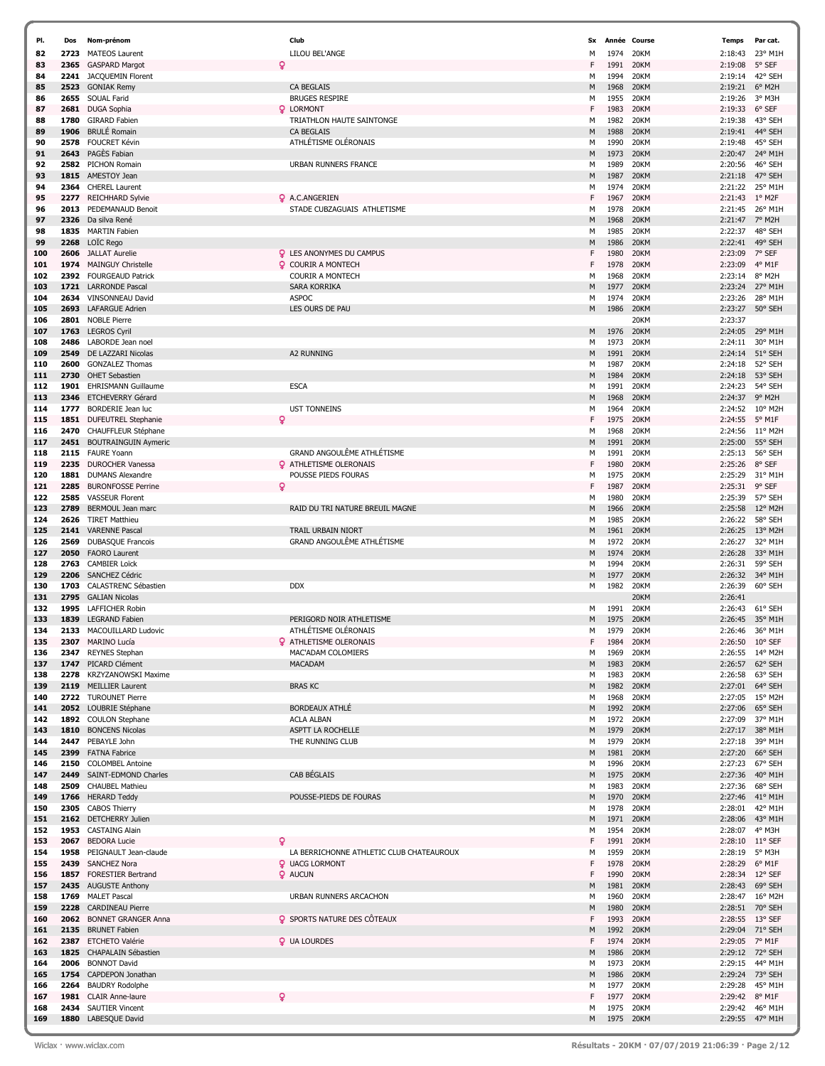| Pl. | Dos | Nom-prénom | Club | Sx | Année | Course | Temps | Par cat. |
|---|---|---|---|---|---|---|---|---|
| 82 | 2723 | MATEOS Laurent | LILOU BEL'ANGE | M | 1974 | 20KM | 2:18:43 | 23° M1H |
| 83 | 2365 | GASPARD Margot | ♀ | F | 1991 | 20KM | 2:19:08 | 5° SEF |
| 84 | 2241 | JACQUEMIN Florent | | M | 1994 | 20KM | 2:19:14 | 42° SEH |
| 85 | 2523 | GONIAK Remy | CA BEGLAIS | M | 1968 | 20KM | 2:19:21 | 6° M2H |
| 86 | 2655 | SOUAL Farid | BRUGES RESPIRE | M | 1955 | 20KM | 2:19:26 | 3° M3H |
| 87 | 2681 | DUGA Sophia | ♀ LORMONT | F | 1983 | 20KM | 2:19:33 | 6° SEF |
| 88 | 1780 | GIRARD Fabien | TRIATHLON HAUTE SAINTONGE | M | 1982 | 20KM | 2:19:38 | 43° SEH |
| 89 | 1906 | BRULÉ Romain | CA BEGLAIS | M | 1988 | 20KM | 2:19:41 | 44° SEH |
| 90 | 2578 | FOUCRET Kévin | ATHLÉTISME OLÉRONAIS | M | 1990 | 20KM | 2:19:48 | 45° SEH |
| 91 | 2643 | PAGÈS Fabian | | M | 1973 | 20KM | 2:20:47 | 24° M1H |
| 92 | 2582 | PICHON Romain | URBAN RUNNERS FRANCE | M | 1989 | 20KM | 2:20:56 | 46° SEH |
| 93 | 1815 | AMESTOY Jean | | M | 1987 | 20KM | 2:21:18 | 47° SEH |
| 94 | 2364 | CHEREL Laurent | | M | 1974 | 20KM | 2:21:22 | 25° M1H |
| 95 | 2277 | REICHHARD Sylvie | ♀ A.C.ANGERIEN | F | 1967 | 20KM | 2:21:43 | 1° M2F |
| 96 | 2013 | PEDEMANAUD Benoit | STADE CUBZAGUAIS ATHLETISME | M | 1978 | 20KM | 2:21:45 | 26° M1H |
| 97 | 2326 | Da silva René | | M | 1968 | 20KM | 2:21:47 | 7° M2H |
| 98 | 1835 | MARTIN Fabien | | M | 1985 | 20KM | 2:22:37 | 48° SEH |
| 99 | 2268 | LOÏC Rego | | M | 1986 | 20KM | 2:22:41 | 49° SEH |
| 100 | 2606 | JALLAT Aurelie | ♀ LES ANONYMES DU CAMPUS | F | 1980 | 20KM | 2:23:09 | 7° SEF |
| 101 | 1974 | MAINGUY Christelle | ♀ COURIR A MONTECH | F | 1978 | 20KM | 2:23:09 | 4° M1F |
| 102 | 2392 | FOURGEAUD Patrick | COURIR A MONTECH | M | 1968 | 20KM | 2:23:14 | 8° M2H |
| 103 | 1721 | LARRONDE Pascal | SARA KORRIKA | M | 1977 | 20KM | 2:23:24 | 27° M1H |
| 104 | 2634 | VINSONNEAU David | ASPOC | M | 1974 | 20KM | 2:23:26 | 28° M1H |
| 105 | 2693 | LAFARGUE Adrien | LES OURS DE PAU | M | 1986 | 20KM | 2:23:27 | 50° SEH |
| 106 | 2801 | NOBLE Pierre | | | | 20KM | 2:23:37 | |
| 107 | 1763 | LEGROS Cyril | | M | 1976 | 20KM | 2:24:05 | 29° M1H |
| 108 | 2486 | LABORDE Jean noel | | M | 1973 | 20KM | 2:24:11 | 30° M1H |
| 109 | 2549 | DE LAZZARI Nicolas | A2 RUNNING | M | 1991 | 20KM | 2:24:14 | 51° SEH |
| 110 | 2600 | GONZALEZ Thomas | | M | 1987 | 20KM | 2:24:18 | 52° SEH |
| 111 | 2730 | OHET Sebastien | | M | 1984 | 20KM | 2:24:18 | 53° SEH |
| 112 | 1901 | EHRISMANN Guillaume | ESCA | M | 1991 | 20KM | 2:24:23 | 54° SEH |
| 113 | 2346 | ETCHEVERRY Gérard | | M | 1968 | 20KM | 2:24:37 | 9° M2H |
| 114 | 1777 | BORDERIE Jean luc | UST TONNEINS | M | 1964 | 20KM | 2:24:52 | 10° M2H |
| 115 | 1851 | DUFEUTREL Stephanie | ♀ | F | 1975 | 20KM | 2:24:55 | 5° M1F |
| 116 | 2470 | CHAUFFLEUR Stéphane | | M | 1968 | 20KM | 2:24:56 | 11° M2H |
| 117 | 2451 | BOUTRAINGUIN Aymeric | | M | 1991 | 20KM | 2:25:00 | 55° SEH |
| 118 | 2115 | FAURE Yoann | GRAND ANGOULÊME ATHLÉTISME | M | 1991 | 20KM | 2:25:13 | 56° SEH |
| 119 | 2235 | DUROCHER Vanessa | ♀ ATHLETISME OLERONAIS | F | 1980 | 20KM | 2:25:26 | 8° SEF |
| 120 | 1881 | DUMANS Alexandre | POUSSE PIEDS FOURAS | M | 1975 | 20KM | 2:25:29 | 31° M1H |
| 121 | 2285 | BURONFOSSE Perrine | ♀ | F | 1987 | 20KM | 2:25:31 | 9° SEF |
| 122 | 2585 | VASSEUR Florent | | M | 1980 | 20KM | 2:25:39 | 57° SEH |
| 123 | 2789 | BERMOUL Jean marc | RAID DU TRI NATURE BREUIL MAGNE | M | 1966 | 20KM | 2:25:58 | 12° M2H |
| 124 | 2626 | TIRET Matthieu | | M | 1985 | 20KM | 2:26:22 | 58° SEH |
| 125 | 2141 | VARENNE Pascal | TRAIL URBAIN NIORT | M | 1961 | 20KM | 2:26:25 | 13° M2H |
| 126 | 2569 | DUBASQUE Francois | GRAND ANGOULÊME ATHLÉTISME | M | 1972 | 20KM | 2:26:27 | 32° M1H |
| 127 | 2050 | FAORO Laurent | | M | 1974 | 20KM | 2:26:28 | 33° M1H |
| 128 | 2763 | CAMBIER Loïck | | M | 1994 | 20KM | 2:26:31 | 59° SEH |
| 129 | 2206 | SANCHEZ Cédric | | M | 1977 | 20KM | 2:26:32 | 34° M1H |
| 130 | 1703 | CALASTRENC Sébastien | DDX | M | 1982 | 20KM | 2:26:39 | 60° SEH |
| 131 | 2795 | GALIAN Nicolas | | | | 20KM | 2:26:41 | |
| 132 | 1995 | LAFFICHER Robin | | M | 1991 | 20KM | 2:26:43 | 61° SEH |
| 133 | 1839 | LEGRAND Fabien | PERIGORD NOIR ATHLETISME | M | 1975 | 20KM | 2:26:45 | 35° M1H |
| 134 | 2133 | MACOUILLARD Ludovic | ATHLÉTISME OLÉRONAIS | M | 1979 | 20KM | 2:26:46 | 36° M1H |
| 135 | 2307 | MARINO Lucía | ♀ ATHLETISME OLERONAIS | F | 1984 | 20KM | 2:26:50 | 10° SEF |
| 136 | 2347 | REYNES Stephan | MAC'ADAM COLOMIERS | M | 1969 | 20KM | 2:26:55 | 14° M2H |
| 137 | 1747 | PICARD Clément | MACADAM | M | 1983 | 20KM | 2:26:57 | 62° SEH |
| 138 | 2278 | KRZYZANOWSKI Maxime | | M | 1983 | 20KM | 2:26:58 | 63° SEH |
| 139 | 2119 | MEILLIER Laurent | BRAS KC | M | 1982 | 20KM | 2:27:01 | 64° SEH |
| 140 | 2722 | TUROUNET Pierre | | M | 1968 | 20KM | 2:27:05 | 15° M2H |
| 141 | 2052 | LOUBRIE Stéphane | BORDEAUX ATHLÉ | M | 1992 | 20KM | 2:27:06 | 65° SEH |
| 142 | 1892 | COULON Stephane | ACLA ALBAN | M | 1972 | 20KM | 2:27:09 | 37° M1H |
| 143 | 1810 | BONCENS Nicolas | ASPTT LA ROCHELLE | M | 1979 | 20KM | 2:27:17 | 38° M1H |
| 144 | 2447 | PEBAYLE John | THE RUNNING CLUB | M | 1979 | 20KM | 2:27:18 | 39° M1H |
| 145 | 2399 | FATNA Fabrice | | M | 1981 | 20KM | 2:27:20 | 66° SEH |
| 146 | 2150 | COLOMBEL Antoine | | M | 1996 | 20KM | 2:27:23 | 67° SEH |
| 147 | 2449 | SAINT-EDMOND Charles | CAB BÉGLAIS | M | 1975 | 20KM | 2:27:36 | 40° M1H |
| 148 | 2509 | CHAUBEL Mathieu | | M | 1983 | 20KM | 2:27:36 | 68° SEH |
| 149 | 1766 | HERARD Teddy | POUSSE-PIEDS DE FOURAS | M | 1970 | 20KM | 2:27:46 | 41° M1H |
| 150 | 2305 | CABOS Thierry | | M | 1978 | 20KM | 2:28:01 | 42° M1H |
| 151 | 2162 | DETCHERRY Julien | | M | 1971 | 20KM | 2:28:06 | 43° M1H |
| 152 | 1953 | CASTAING Alain | | M | 1954 | 20KM | 2:28:07 | 4° M3H |
| 153 | 2067 | BEDORA Lucie | ♀ | F | 1991 | 20KM | 2:28:10 | 11° SEF |
| 154 | 1958 | PEIGNAULT Jean-claude | LA BERRICHONNE ATHLETIC CLUB CHATEAUROUX | M | 1959 | 20KM | 2:28:19 | 5° M3H |
| 155 | 2439 | SANCHEZ Nora | ♀ UACG LORMONT | F | 1978 | 20KM | 2:28:29 | 6° M1F |
| 156 | 1857 | FORESTIER Bertrand | ♀ AUCUN | F | 1990 | 20KM | 2:28:34 | 12° SEF |
| 157 | 2435 | AUGUSTE Anthony | | M | 1981 | 20KM | 2:28:43 | 69° SEH |
| 158 | 1769 | MALET Pascal | URBAN RUNNERS ARCACHON | M | 1960 | 20KM | 2:28:47 | 16° M2H |
| 159 | 2228 | CARDINEAU Pierre | | M | 1980 | 20KM | 2:28:51 | 70° SEH |
| 160 | 2062 | BONNET GRANGER Anna | ♀ SPORTS NATURE DES CÔTEAUX | F | 1993 | 20KM | 2:28:55 | 13° SEF |
| 161 | 2135 | BRUNET Fabien | | M | 1992 | 20KM | 2:29:04 | 71° SEH |
| 162 | 2387 | ETCHETO Valérie | ♀ UA LOURDES | F | 1974 | 20KM | 2:29:05 | 7° M1F |
| 163 | 1825 | CHAPALAIN Sébastien | | M | 1986 | 20KM | 2:29:12 | 72° SEH |
| 164 | 2006 | BONNOT David | | M | 1973 | 20KM | 2:29:15 | 44° M1H |
| 165 | 1754 | CAPDEPON Jonathan | | M | 1986 | 20KM | 2:29:24 | 73° SEH |
| 166 | 2264 | BAUDRY Rodolphe | | M | 1977 | 20KM | 2:29:28 | 45° M1H |
| 167 | 1981 | CLAIR Anne-laure | ♀ | F | 1977 | 20KM | 2:29:42 | 8° M1F |
| 168 | 2434 | SAUTIER Vincent | | M | 1975 | 20KM | 2:29:42 | 46° M1H |
| 169 | 1880 | LABESQUE David | | M | 1975 | 20KM | 2:29:55 | 47° M1H |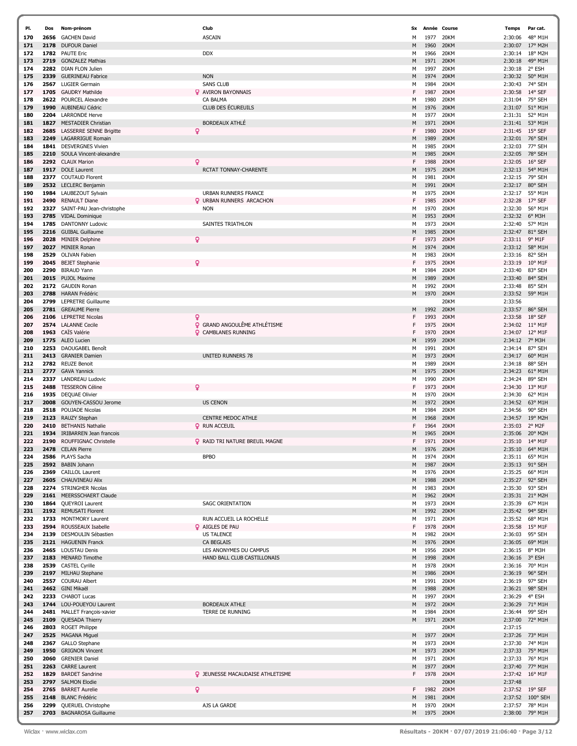| Pl. | Dos | Nom-prénom | Club | Sx | Année | Course | Temps | Par cat. |
|---|---|---|---|---|---|---|---|---|
| 170 | 2656 | GACHEN David | ASCAIN | M | 1977 | 20KM | 2:30:06 | 48° M1H |
| 171 | 2178 | DUFOUR Daniel | | M | 1960 | 20KM | 2:30:07 | 17° M2H |
| 172 | 1782 | PAUTE Eric | DDX | M | 1966 | 20KM | 2:30:14 | 18° M2H |
| 173 | 2719 | GONZALEZ Mathias | | M | 1971 | 20KM | 2:30:18 | 49° M1H |
| 174 | 2282 | DIAN FLON Julien | | M | 1997 | 20KM | 2:30:18 | 2° ESH |
| 175 | 2339 | GUERINEAU Fabrice | NON | M | 1974 | 20KM | 2:30:32 | 50° M1H |
| 176 | 2567 | LUGIER Germain | SANS CLUB | M | 1984 | 20KM | 2:30:43 | 74° SEH |
| 177 | 1705 | GAUDRY Mathilde | AVIRON BAYONNAIS | F | 1987 | 20KM | 2:30:58 | 14° SEF |
| 178 | 2622 | POURCEL Alexandre | CA BALMA | M | 1980 | 20KM | 2:31:04 | 75° SEH |
| 179 | 1990 | AUBINEAU Cédric | CLUB DES ÉCUREUILS | M | 1976 | 20KM | 2:31:07 | 51° M1H |
| 180 | 2204 | LARRONDE Herve | | M | 1977 | 20KM | 2:31:31 | 52° M1H |
| 181 | 1827 | MESTADIER Christian | BORDEAUX ATHLÉ | M | 1971 | 20KM | 2:31:41 | 53° M1H |
| 182 | 2685 | LASSERRE SENNE Brigitte | | F | 1980 | 20KM | 2:31:45 | 15° SEF |
| 183 | 2249 | LAGARRIGUE Romain | | M | 1989 | 20KM | 2:32:01 | 76° SEH |
| 184 | 1841 | DESVERGNES Vivien | | M | 1985 | 20KM | 2:32:03 | 77° SEH |
| 185 | 2210 | SOULA Vincent-alexandre | | M | 1985 | 20KM | 2:32:05 | 78° SEH |
| 186 | 2292 | CLAUX Marion | | F | 1988 | 20KM | 2:32:05 | 16° SEF |
| 187 | 1917 | DOLE Laurent | RCTAT TONNAY-CHARENTE | M | 1975 | 20KM | 2:32:13 | 54° M1H |
| 188 | 2377 | COUTAUD Florent | | M | 1981 | 20KM | 2:32:15 | 79° SEH |
| 189 | 2532 | LECLERC Benjamin | | M | 1991 | 20KM | 2:32:17 | 80° SEH |
| 190 | 1984 | LAUBEZOUT Sylvain | URBAN RUNNERS FRANCE | M | 1975 | 20KM | 2:32:17 | 55° M1H |
| 191 | 2490 | RENAULT Diane | URBAN RUNNERS ARCACHON | F | 1985 | 20KM | 2:32:28 | 17° SEF |
| 192 | 2327 | SAINT-PAU Jean-christophe | NON | M | 1970 | 20KM | 2:32:30 | 56° M1H |
| 193 | 2785 | VIDAL Dominique | | M | 1953 | 20KM | 2:32:32 | 6° M3H |
| 194 | 1785 | DANTONNY Ludovic | SAINTES TRIATHLON | M | 1973 | 20KM | 2:32:40 | 57° M1H |
| 195 | 2216 | GUIBAL Guillaume | | M | 1985 | 20KM | 2:32:47 | 81° SEH |
| 196 | 2028 | MINIER Delphine | | F | 1973 | 20KM | 2:33:11 | 9° M1F |
| 197 | 2027 | MINIER Ronan | | M | 1974 | 20KM | 2:33:12 | 58° M1H |
| 198 | 2529 | OLIVAN Fabien | | M | 1983 | 20KM | 2:33:16 | 82° SEH |
| 199 | 2045 | BEJET Stephanie | | F | 1975 | 20KM | 2:33:19 | 10° M1F |
| 200 | 2290 | BIRAUD Yann | | M | 1984 | 20KM | 2:33:40 | 83° SEH |
| 201 | 2015 | PUJOL Maxime | | M | 1989 | 20KM | 2:33:40 | 84° SEH |
| 202 | 2172 | GAUDIN Ronan | | M | 1992 | 20KM | 2:33:48 | 85° SEH |
| 203 | 2788 | HARAN Frédéric | | M | 1970 | 20KM | 2:33:52 | 59° M1H |
| 204 | 2799 | LEPRETRE Guillaume | | | | 20KM | 2:33:56 | |
| 205 | 2781 | GREAUME Pierre | | M | 1992 | 20KM | 2:33:57 | 86° SEH |
| 206 | 2106 | LEPRETRE Nicolas | | F | 1993 | 20KM | 2:33:58 | 18° SEF |
| 207 | 2574 | LALANNE Cecile | GRAND ANGOULÊME ATHLÉTISME | F | 1975 | 20KM | 2:34:02 | 11° M1F |
| 208 | 1963 | CAÏS Valérie | CAMBLANES RUNNING | F | 1970 | 20KM | 2:34:07 | 12° M1F |
| 209 | 1775 | ALEO Lucien | | M | 1959 | 20KM | 2:34:12 | 7° M3H |
| 210 | 2253 | DAOUGABEL Benoît | | M | 1991 | 20KM | 2:34:14 | 87° SEH |
| 211 | 2413 | GRANIER Damien | UNITED RUNNERS 78 | M | 1973 | 20KM | 2:34:17 | 60° M1H |
| 212 | 2782 | REUZE Benoit | | M | 1989 | 20KM | 2:34:18 | 88° SEH |
| 213 | 2777 | GAVA Yannick | | M | 1975 | 20KM | 2:34:23 | 61° M1H |
| 214 | 2337 | LANDREAU Ludovic | | M | 1990 | 20KM | 2:34:24 | 89° SEH |
| 215 | 2488 | TESSERON Céline | | F | 1973 | 20KM | 2:34:30 | 13° M1F |
| 216 | 1935 | DEQUAE Olivier | | M | 1970 | 20KM | 2:34:30 | 62° M1H |
| 217 | 2008 | GOUYEN-CASSOU Jerome | US CENON | M | 1972 | 20KM | 2:34:52 | 63° M1H |
| 218 | 2518 | POUJADE Nicolas | | M | 1984 | 20KM | 2:34:56 | 90° SEH |
| 219 | 2123 | RAUZY Stephan | CENTRE MEDOC ATHLE | M | 1968 | 20KM | 2:34:57 | 19° M2H |
| 220 | 2410 | BETHANIS Nathalie | RUN ACCEUIL | F | 1964 | 20KM | 2:35:03 | 2° M2F |
| 221 | 1934 | IRIBARREN Jean francois | | M | 1965 | 20KM | 2:35:06 | 20° M2H |
| 222 | 2190 | ROUFFIGNAC Christelle | RAID TRI NATURE BREUIL MAGNE | F | 1971 | 20KM | 2:35:10 | 14° M1F |
| 223 | 2478 | CELAN Pierre | | M | 1976 | 20KM | 2:35:10 | 64° M1H |
| 224 | 2586 | PLAYS Sacha | BPBO | M | 1974 | 20KM | 2:35:11 | 65° M1H |
| 225 | 2592 | BABIN Johann | | M | 1987 | 20KM | 2:35:13 | 91° SEH |
| 226 | 2369 | CAILLOL Laurent | | M | 1976 | 20KM | 2:35:25 | 66° M1H |
| 227 | 2605 | CHAUVINEAU Alix | | M | 1988 | 20KM | 2:35:27 | 92° SEH |
| 228 | 2274 | STRINGHER Nicolas | | M | 1983 | 20KM | 2:35:30 | 93° SEH |
| 229 | 2161 | MEERSSCHAERT Claude | | M | 1962 | 20KM | 2:35:31 | 21° M2H |
| 230 | 1864 | QUEYROI Laurent | SAGC ORIENTATION | M | 1973 | 20KM | 2:35:39 | 67° M1H |
| 231 | 2192 | REMUSATI Florent | | M | 1992 | 20KM | 2:35:42 | 94° SEH |
| 232 | 1733 | MONTMORY Laurent | RUN ACCUEIL LA ROCHELLE | M | 1971 | 20KM | 2:35:52 | 68° M1H |
| 233 | 2594 | ROUSSEAUX Isabelle | AIGLES DE PAU | F | 1978 | 20KM | 2:35:58 | 15° M1F |
| 234 | 2139 | DESMOULIN Sébastien | US TALENCE | M | 1982 | 20KM | 2:36:03 | 95° SEH |
| 235 | 2121 | HAGUENIN Franck | CA BEGLAIS | M | 1976 | 20KM | 2:36:05 | 69° M1H |
| 236 | 2465 | LOUSTAU Denis | LES ANONYMES DU CAMPUS | M | 1956 | 20KM | 2:36:15 | 8° M3H |
| 237 | 2183 | MENARD Timothe | HAND BALL CLUB CASTILLONAIS | M | 1998 | 20KM | 2:36:16 | 3° ESH |
| 238 | 2539 | CASTEL Cyrille | | M | 1978 | 20KM | 2:36:16 | 70° M1H |
| 239 | 2197 | MILHAU Stephane | | M | 1986 | 20KM | 2:36:19 | 96° SEH |
| 240 | 2557 | COURAU Albert | | M | 1991 | 20KM | 2:36:19 | 97° SEH |
| 241 | 2462 | GINI Mikaël | | M | 1988 | 20KM | 2:36:21 | 98° SEH |
| 242 | 2233 | CHABOT Lucas | | M | 1997 | 20KM | 2:36:29 | 4° ESH |
| 243 | 1744 | LOU-POUEYOU Laurent | BORDEAUX ATHLE | M | 1972 | 20KM | 2:36:29 | 71° M1H |
| 244 | 2481 | MALLET François-xavier | TERRE DE RUNNING | M | 1984 | 20KM | 2:36:44 | 99° SEH |
| 245 | 2109 | QUESADA Thierry | | M | 1971 | 20KM | 2:37:00 | 72° M1H |
| 246 | 2803 | ROGET Philippe | | | | 20KM | 2:37:15 | |
| 247 | 2525 | MAGANA Miguel | | M | 1977 | 20KM | 2:37:26 | 73° M1H |
| 248 | 2367 | GALLO Stephane | | M | 1973 | 20KM | 2:37:30 | 74° M1H |
| 249 | 1950 | GRIGNON Vincent | | M | 1973 | 20KM | 2:37:33 | 75° M1H |
| 250 | 2060 | GRENIER Daniel | | M | 1971 | 20KM | 2:37:33 | 76° M1H |
| 251 | 2263 | CARRE Laurent | | M | 1977 | 20KM | 2:37:40 | 77° M1H |
| 252 | 1829 | BARDET Sandrine | JEUNESSE MACAUDAISE ATHLETISME | F | 1978 | 20KM | 2:37:42 | 16° M1F |
| 253 | 2797 | SALMON Elodie | | | | 20KM | 2:37:48 | |
| 254 | 2765 | BARRET Aurelie | | F | 1982 | 20KM | 2:37:52 | 19° SEF |
| 255 | 2148 | BLANC Frédéric | | M | 1981 | 20KM | 2:37:52 | 100° SEH |
| 256 | 2299 | QUERUEL Christophe | AJS LA GARDE | M | 1970 | 20KM | 2:37:57 | 78° M1H |
| 257 | 2703 | BAGNAROSA Guillaume | | M | 1975 | 20KM | 2:38:00 | 79° M1H |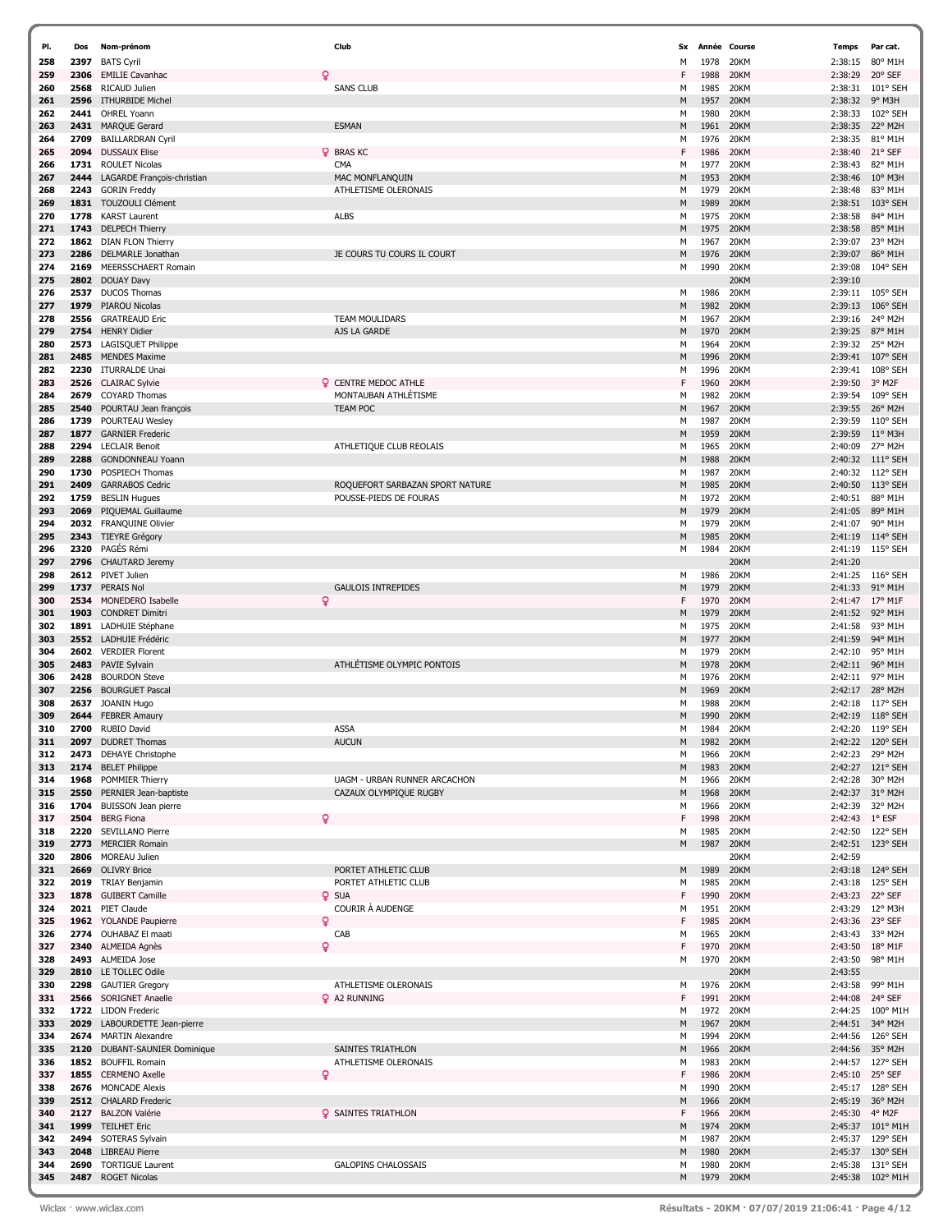| Pl. | Dos | Nom-prénom | Club | Sx | Année | Course | Temps | Par cat. |
|---|---|---|---|---|---|---|---|---|
| 258 | 2397 | BATS Cyril | | M | 1978 | 20KM | 2:38:15 | 80° M1H |
| 259 | 2306 | EMILIE Cavanhac | ♀ | F | 1988 | 20KM | 2:38:29 | 20° SEF |
| 260 | 2568 | RICAUD Julien | SANS CLUB | M | 1985 | 20KM | 2:38:31 | 101° SEH |
| 261 | 2596 | ITHURBIDE Michel | | M | 1957 | 20KM | 2:38:32 | 9° M3H |
| 262 | 2441 | OHREL Yoann | | M | 1980 | 20KM | 2:38:33 | 102° SEH |
| 263 | 2431 | MARQUE Gerard | ESMAN | M | 1961 | 20KM | 2:38:35 | 22° M2H |
| 264 | 2709 | BAILLARDRAN Cyril | | M | 1976 | 20KM | 2:38:35 | 81° M1H |
| 265 | 2094 | DUSSAUX Elise | ♀ BRAS KC | F | 1986 | 20KM | 2:38:40 | 21° SEF |
| 266 | 1731 | ROULET Nicolas | CMA | M | 1977 | 20KM | 2:38:43 | 82° M1H |
| 267 | 2444 | LAGARDE François-christian | MAC MONFLANQUIN | M | 1953 | 20KM | 2:38:46 | 10° M3H |
| 268 | 2243 | GORIN Freddy | ATHLETISME OLERONAIS | M | 1979 | 20KM | 2:38:48 | 83° M1H |
| 269 | 1831 | TOUZOULI Clément | | M | 1989 | 20KM | 2:38:51 | 103° SEH |
| 270 | 1778 | KARST Laurent | ALBS | M | 1975 | 20KM | 2:38:58 | 84° M1H |
| 271 | 1743 | DELPECH Thierry | | M | 1975 | 20KM | 2:38:58 | 85° M1H |
| 272 | 1862 | DIAN FLON Thierry | | M | 1967 | 20KM | 2:39:07 | 23° M2H |
| 273 | 2286 | DELMARLE Jonathan | JE COURS TU COURS IL COURT | M | 1976 | 20KM | 2:39:07 | 86° M1H |
| 274 | 2169 | MEERSSCHAERT Romain | | M | 1990 | 20KM | 2:39:08 | 104° SEH |
| 275 | 2802 | DOUAY Davy | | | | 20KM | 2:39:10 | |
| 276 | 2537 | DUCOS Thomas | | M | 1986 | 20KM | 2:39:11 | 105° SEH |
| 277 | 1979 | PIAROU Nicolas | | M | 1982 | 20KM | 2:39:13 | 106° SEH |
| 278 | 2556 | GRATREAUD Eric | TEAM MOULIDARS | M | 1967 | 20KM | 2:39:16 | 24° M2H |
| 279 | 2754 | HENRY Didier | AJS LA GARDE | M | 1970 | 20KM | 2:39:25 | 87° M1H |
| 280 | 2573 | LAGISQUET Philippe | | M | 1964 | 20KM | 2:39:32 | 25° M2H |
| 281 | 2485 | MENDES Maxime | | M | 1996 | 20KM | 2:39:41 | 107° SEH |
| 282 | 2230 | ITURRALDE Unai | | M | 1996 | 20KM | 2:39:41 | 108° SEH |
| 283 | 2526 | CLAIRAC Sylvie | ♀ CENTRE MEDOC ATHLE | F | 1960 | 20KM | 2:39:50 | 3° M2F |
| 284 | 2679 | COYARD Thomas | MONTAUBAN ATHLÉTISME | M | 1982 | 20KM | 2:39:54 | 109° SEH |
| 285 | 2540 | POURTAU Jean françois | TEAM POC | M | 1967 | 20KM | 2:39:55 | 26° M2H |
| 286 | 1739 | POURTEAU Wesley | | M | 1987 | 20KM | 2:39:59 | 110° SEH |
| 287 | 1877 | GARNIER Frederic | | M | 1959 | 20KM | 2:39:59 | 11° M3H |
| 288 | 2294 | LECLAIR Benoit | ATHLETIQUE CLUB REOLAIS | M | 1965 | 20KM | 2:40:09 | 27° M2H |
| 289 | 2288 | GONDONNEAU Yoann | | M | 1988 | 20KM | 2:40:32 | 111° SEH |
| 290 | 1730 | POSPIECH Thomas | | M | 1987 | 20KM | 2:40:32 | 112° SEH |
| 291 | 2409 | GARRABOS Cedric | ROQUEFORT SARBAZAN SPORT NATURE | M | 1985 | 20KM | 2:40:50 | 113° SEH |
| 292 | 1759 | BESLIN Hugues | POUSSE-PIEDS DE FOURAS | M | 1972 | 20KM | 2:40:51 | 88° M1H |
| 293 | 2069 | PIQUEMAL Guillaume | | M | 1979 | 20KM | 2:41:05 | 89° M1H |
| 294 | 2032 | FRANQUINE Olivier | | M | 1979 | 20KM | 2:41:07 | 90° M1H |
| 295 | 2343 | TIEYRE Grégory | | M | 1985 | 20KM | 2:41:19 | 114° SEH |
| 296 | 2320 | PAGÉS Rémi | | M | 1984 | 20KM | 2:41:19 | 115° SEH |
| 297 | 2796 | CHAUTARD Jeremy | | | | 20KM | 2:41:20 | |
| 298 | 2612 | PIVET Julien | | M | 1986 | 20KM | 2:41:25 | 116° SEH |
| 299 | 1737 | PERAIS Nol | GAULOIS INTREPIDES | M | 1979 | 20KM | 2:41:33 | 91° M1H |
| 300 | 2534 | MONEDERO Isabelle | ♀ | F | 1970 | 20KM | 2:41:47 | 17° M1F |
| 301 | 1903 | CONDRET Dimitri | | M | 1979 | 20KM | 2:41:52 | 92° M1H |
| 302 | 1891 | LADHUIE Stéphane | | M | 1975 | 20KM | 2:41:58 | 93° M1H |
| 303 | 2552 | LADHUIE Frédéric | | M | 1977 | 20KM | 2:41:59 | 94° M1H |
| 304 | 2602 | VERDIER Florent | | M | 1979 | 20KM | 2:42:10 | 95° M1H |
| 305 | 2483 | PAVIE Sylvain | ATHLÉTISME OLYMPIC PONTOIS | M | 1978 | 20KM | 2:42:11 | 96° M1H |
| 306 | 2428 | BOURDON Steve | | M | 1976 | 20KM | 2:42:11 | 97° M1H |
| 307 | 2256 | BOURGUET Pascal | | M | 1969 | 20KM | 2:42:17 | 28° M2H |
| 308 | 2637 | JOANIN Hugo | | M | 1988 | 20KM | 2:42:18 | 117° SEH |
| 309 | 2644 | FEBRER Amaury | | M | 1990 | 20KM | 2:42:19 | 118° SEH |
| 310 | 2700 | RUBIO David | ASSA | M | 1984 | 20KM | 2:42:20 | 119° SEH |
| 311 | 2097 | DUDRET Thomas | AUCUN | M | 1982 | 20KM | 2:42:22 | 120° SEH |
| 312 | 2473 | DEHAYE Christophe | | M | 1966 | 20KM | 2:42:23 | 29° M2H |
| 313 | 2174 | BELET Philippe | | M | 1983 | 20KM | 2:42:27 | 121° SEH |
| 314 | 1968 | POMMIER Thierry | UAGM - URBAN RUNNER ARCACHON | M | 1966 | 20KM | 2:42:28 | 30° M2H |
| 315 | 2550 | PERNIER Jean-baptiste | CAZAUX OLYMPIQUE RUGBY | M | 1968 | 20KM | 2:42:37 | 31° M2H |
| 316 | 1704 | BUISSON Jean pierre | | M | 1966 | 20KM | 2:42:39 | 32° M2H |
| 317 | 2504 | BERG Fiona | ♀ | F | 1998 | 20KM | 2:42:43 | 1° ESF |
| 318 | 2220 | SEVILLANO Pierre | | M | 1985 | 20KM | 2:42:50 | 122° SEH |
| 319 | 2773 | MERCIER Romain | | M | 1987 | 20KM | 2:42:51 | 123° SEH |
| 320 | 2806 | MOREAU Julien | | | | 20KM | 2:42:59 | |
| 321 | 2669 | OLIVRY Brice | PORTET ATHLETIC CLUB | M | 1989 | 20KM | 2:43:18 | 124° SEH |
| 322 | 2019 | TRIAY Benjamin | PORTET ATHLETIC CLUB | M | 1985 | 20KM | 2:43:18 | 125° SEH |
| 323 | 1878 | GUIBERT Camille | ♀ SUA | F | 1990 | 20KM | 2:43:23 | 22° SEF |
| 324 | 2021 | PIET Claude | COURIR À AUDENGE | M | 1951 | 20KM | 2:43:29 | 12° M3H |
| 325 | 1962 | YOLANDE Paupierre | ♀ | F | 1985 | 20KM | 2:43:36 | 23° SEF |
| 326 | 2774 | OUHABAZ El maati | CAB | M | 1965 | 20KM | 2:43:43 | 33° M2H |
| 327 | 2340 | ALMEIDA Agnès | ♀ | F | 1970 | 20KM | 2:43:50 | 18° M1F |
| 328 | 2493 | ALMEIDA Jose | | M | 1970 | 20KM | 2:43:50 | 98° M1H |
| 329 | 2810 | LE TOLLEC Odile | | | | 20KM | 2:43:55 | |
| 330 | 2298 | GAUTIER Gregory | ATHLETISME OLERONAIS | M | 1976 | 20KM | 2:43:58 | 99° M1H |
| 331 | 2566 | SORIGNET Anaelle | ♀ A2 RUNNING | F | 1991 | 20KM | 2:44:08 | 24° SEF |
| 332 | 1722 | LIDON Frederic | | M | 1972 | 20KM | 2:44:25 | 100° M1H |
| 333 | 2029 | LABOURDETTE Jean-pierre | | M | 1967 | 20KM | 2:44:51 | 34° M2H |
| 334 | 2674 | MARTIN Alexandre | | M | 1994 | 20KM | 2:44:56 | 126° SEH |
| 335 | 2120 | DUBANT-SAUNIER Dominique | SAINTES TRIATHLON | M | 1966 | 20KM | 2:44:56 | 35° M2H |
| 336 | 1852 | BOUFFIL Romain | ATHLETISME OLERONAIS | M | 1983 | 20KM | 2:44:57 | 127° SEH |
| 337 | 1855 | CERMENO Axelle | ♀ | F | 1986 | 20KM | 2:45:10 | 25° SEF |
| 338 | 2676 | MONCADE Alexis | | M | 1990 | 20KM | 2:45:17 | 128° SEH |
| 339 | 2512 | CHALARD Frederic | | M | 1966 | 20KM | 2:45:19 | 36° M2H |
| 340 | 2127 | BALZON Valérie | ♀ SAINTES TRIATHLON | F | 1966 | 20KM | 2:45:30 | 4° M2F |
| 341 | 1999 | TEILHET Eric | | M | 1974 | 20KM | 2:45:37 | 101° M1H |
| 342 | 2494 | SOTERAS Sylvain | | M | 1987 | 20KM | 2:45:37 | 129° SEH |
| 343 | 2048 | LIBREAU Pierre | | M | 1980 | 20KM | 2:45:37 | 130° SEH |
| 344 | 2690 | TORTIGUE Laurent | GALOPINS CHALOSSAIS | M | 1980 | 20KM | 2:45:38 | 131° SEH |
| 345 | 2487 | ROGET Nicolas | | M | 1979 | 20KM | 2:45:38 | 102° M1H |

Wiclax · www.wiclax.com — Résultats - 20KM · 07/07/2019 21:06:41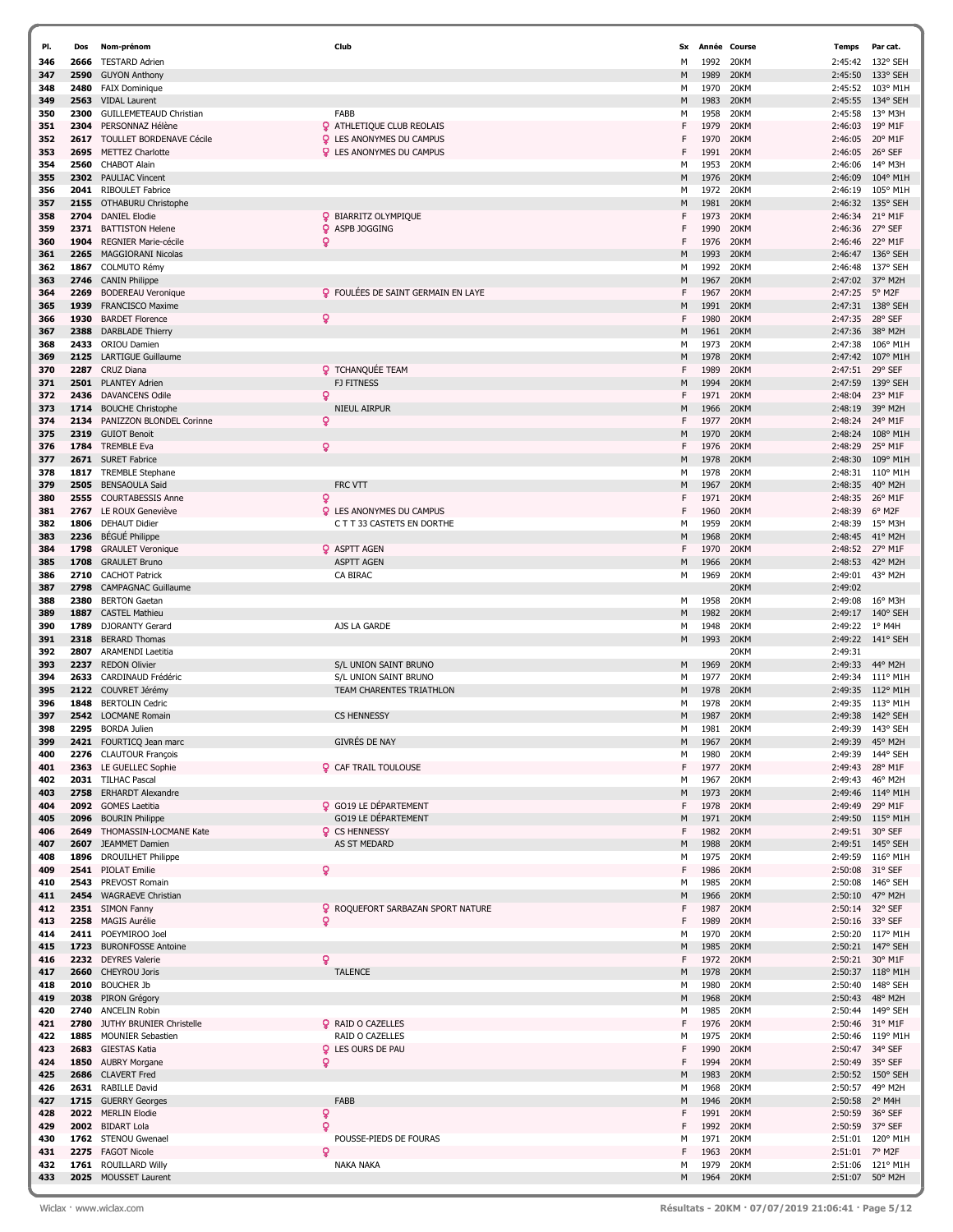| Pl. | Dos | Nom-prénom | Club | Sx | Année | Course | Temps | Par cat. |
|---|---|---|---|---|---|---|---|---|
| 346 | 2666 | TESTARD Adrien | | M | 1992 | 20KM | 2:45:42 | 132° SEH |
| 347 | 2590 | GUYON Anthony | | M | 1989 | 20KM | 2:45:50 | 133° SEH |
| 348 | 2480 | FAIX Dominique | | M | 1970 | 20KM | 2:45:52 | 103° M1H |
| 349 | 2563 | VIDAL Laurent | | M | 1983 | 20KM | 2:45:55 | 134° SEH |
| 350 | 2300 | GUILLEMETEAUD Christian | FABB | M | 1958 | 20KM | 2:45:58 | 13° M3H |
| 351 | 2304 | PERSONNAZ Hélène | ATHLETIQUE CLUB REOLAIS | F | 1979 | 20KM | 2:46:03 | 19° M1F |
| 352 | 2617 | TOULLET BORDENAVE Cécile | LES ANONYMES DU CAMPUS | F | 1970 | 20KM | 2:46:05 | 20° M1F |
| 353 | 2695 | METTEZ Charlotte | LES ANONYMES DU CAMPUS | F | 1991 | 20KM | 2:46:05 | 26° SEF |
| 354 | 2560 | CHABOT Alain | | M | 1953 | 20KM | 2:46:06 | 14° M3H |
| 355 | 2302 | PAULIAC Vincent | | M | 1976 | 20KM | 2:46:09 | 104° M1H |
| 356 | 2041 | RIBOULET Fabrice | | M | 1972 | 20KM | 2:46:19 | 105° M1H |
| 357 | 2155 | OTHABURU Christophe | | M | 1981 | 20KM | 2:46:32 | 135° SEH |
| 358 | 2704 | DANIEL Elodie | BIARRITZ OLYMPIQUE | F | 1973 | 20KM | 2:46:34 | 21° M1F |
| 359 | 2371 | BATTISTON Helene | ASPB JOGGING | F | 1990 | 20KM | 2:46:36 | 27° SEF |
| 360 | 1904 | REGNIER Marie-cécile | | F | 1976 | 20KM | 2:46:46 | 22° M1F |
| 361 | 2265 | MAGGIORANI Nicolas | | M | 1993 | 20KM | 2:46:47 | 136° SEH |
| 362 | 1867 | COLMUTO Rémy | | M | 1992 | 20KM | 2:46:48 | 137° SEH |
| 363 | 2746 | CANIN Philippe | | M | 1967 | 20KM | 2:47:02 | 37° M2H |
| 364 | 2269 | BODEREAU Veronique | FOULÉES DE SAINT GERMAIN EN LAYE | F | 1967 | 20KM | 2:47:25 | 5° M2F |
| 365 | 1939 | FRANCISCO Maxime | | M | 1991 | 20KM | 2:47:31 | 138° SEH |
| 366 | 1930 | BARDET Florence | | F | 1980 | 20KM | 2:47:35 | 28° SEF |
| 367 | 2388 | DARBLADE Thierry | | M | 1961 | 20KM | 2:47:36 | 38° M2H |
| 368 | 2433 | ORIOU Damien | | M | 1973 | 20KM | 2:47:38 | 106° M1H |
| 369 | 2125 | LARTIGUE Guillaume | | M | 1978 | 20KM | 2:47:42 | 107° M1H |
| 370 | 2287 | CRUZ Diana | TCHANQUÉE TEAM | F | 1989 | 20KM | 2:47:51 | 29° SEF |
| 371 | 2501 | PLANTEY Adrien | FJ FITNESS | M | 1994 | 20KM | 2:47:59 | 139° SEH |
| 372 | 2436 | DAVANCENS Odile | | F | 1971 | 20KM | 2:48:04 | 23° M1F |
| 373 | 1714 | BOUCHE Christophe | NIEUL AIRPUR | M | 1966 | 20KM | 2:48:19 | 39° M2H |
| 374 | 2134 | PANIZZON BLONDEL Corinne | | F | 1977 | 20KM | 2:48:24 | 24° M1F |
| 375 | 2319 | GUIOT Benoit | | M | 1970 | 20KM | 2:48:24 | 108° M1H |
| 376 | 1784 | TREMBLE Eva | | F | 1976 | 20KM | 2:48:29 | 25° M1F |
| 377 | 2671 | SURET Fabrice | | M | 1978 | 20KM | 2:48:30 | 109° M1H |
| 378 | 1817 | TREMBLE Stephane | | M | 1978 | 20KM | 2:48:31 | 110° M1H |
| 379 | 2505 | BENSAOULA Said | FRC VTT | M | 1967 | 20KM | 2:48:35 | 40° M2H |
| 380 | 2555 | COURTABESSIS Anne | | F | 1971 | 20KM | 2:48:35 | 26° M1F |
| 381 | 2767 | LE ROUX Geneviève | LES ANONYMES DU CAMPUS | F | 1960 | 20KM | 2:48:39 | 6° M2F |
| 382 | 1806 | DEHAUT Didier | C T T 33 CASTETS EN DORTHE | M | 1959 | 20KM | 2:48:39 | 15° M3H |
| 383 | 2236 | BÉGUÉ Philippe | | M | 1968 | 20KM | 2:48:45 | 41° M2H |
| 384 | 1798 | GRAULET Veronique | ASPTT AGEN | F | 1970 | 20KM | 2:48:52 | 27° M1F |
| 385 | 1708 | GRAULET Bruno | ASPTT AGEN | M | 1966 | 20KM | 2:48:53 | 42° M2H |
| 386 | 2710 | CACHOT Patrick | CA BIRAC | M | 1969 | 20KM | 2:49:01 | 43° M2H |
| 387 | 2798 | CAMPAGNAC Guillaume | | | | 20KM | 2:49:02 | |
| 388 | 2380 | BERTON Gaetan | | M | 1958 | 20KM | 2:49:08 | 16° M3H |
| 389 | 1887 | CASTEL Mathieu | | M | 1982 | 20KM | 2:49:17 | 140° SEH |
| 390 | 1789 | DJORANTY Gerard | AJS LA GARDE | M | 1948 | 20KM | 2:49:22 | 1° M4H |
| 391 | 2318 | BERARD Thomas | | M | 1993 | 20KM | 2:49:22 | 141° SEH |
| 392 | 2807 | ARAMENDI Laetitia | | | | 20KM | 2:49:31 | |
| 393 | 2237 | REDON Olivier | S/L UNION SAINT BRUNO | M | 1969 | 20KM | 2:49:33 | 44° M2H |
| 394 | 2633 | CARDINAUD Frédéric | S/L UNION SAINT BRUNO | M | 1977 | 20KM | 2:49:34 | 111° M1H |
| 395 | 2122 | COUVRET Jérémy | TEAM CHARENTES TRIATHLON | M | 1978 | 20KM | 2:49:35 | 112° M1H |
| 396 | 1848 | BERTOLIN Cedric | | M | 1978 | 20KM | 2:49:35 | 113° M1H |
| 397 | 2542 | LOCMANE Romain | CS HENNESSY | M | 1987 | 20KM | 2:49:38 | 142° SEH |
| 398 | 2295 | BORDA Julien | | M | 1981 | 20KM | 2:49:39 | 143° SEH |
| 399 | 2421 | FOURTICQ Jean marc | GIVRÉS DE NAY | M | 1967 | 20KM | 2:49:39 | 45° M2H |
| 400 | 2276 | CLAUTOUR François | | M | 1980 | 20KM | 2:49:39 | 144° SEH |
| 401 | 2363 | LE GUELLEC Sophie | CAF TRAIL TOULOUSE | F | 1977 | 20KM | 2:49:43 | 28° M1F |
| 402 | 2031 | TILHAC Pascal | | M | 1967 | 20KM | 2:49:43 | 46° M2H |
| 403 | 2758 | ERHARDT Alexandre | | M | 1973 | 20KM | 2:49:46 | 114° M1H |
| 404 | 2092 | GOMES Laetitia | GO19 LE DÉPARTEMENT | F | 1978 | 20KM | 2:49:49 | 29° M1F |
| 405 | 2096 | BOURIN Philippe | GO19 LE DÉPARTEMENT | M | 1971 | 20KM | 2:49:50 | 115° M1H |
| 406 | 2649 | THOMASSIN-LOCMANE Kate | CS HENNESSY | F | 1982 | 20KM | 2:49:51 | 30° SEF |
| 407 | 2607 | JEAMMET Damien | AS ST MEDARD | M | 1988 | 20KM | 2:49:51 | 145° SEH |
| 408 | 1896 | DROUILHET Philippe | | M | 1975 | 20KM | 2:49:59 | 116° M1H |
| 409 | 2541 | PIOLAT Emilie | | F | 1986 | 20KM | 2:50:08 | 31° SEF |
| 410 | 2543 | PREVOST Romain | | M | 1985 | 20KM | 2:50:08 | 146° SEH |
| 411 | 2454 | WAGRAEVE Christian | | M | 1966 | 20KM | 2:50:10 | 47° M2H |
| 412 | 2351 | SIMON Fanny | ROQUEFORT SARBAZAN SPORT NATURE | F | 1987 | 20KM | 2:50:14 | 32° SEF |
| 413 | 2258 | MAGIS Aurélie | | F | 1989 | 20KM | 2:50:16 | 33° SEF |
| 414 | 2411 | POEYMIROO Joel | | M | 1970 | 20KM | 2:50:20 | 117° M1H |
| 415 | 1723 | BURONFOSSE Antoine | | M | 1985 | 20KM | 2:50:21 | 147° SEH |
| 416 | 2232 | DEYRES Valerie | | F | 1972 | 20KM | 2:50:21 | 30° M1F |
| 417 | 2660 | CHEYROU Joris | TALENCE | M | 1978 | 20KM | 2:50:37 | 118° M1H |
| 418 | 2010 | BOUCHER Jb | | M | 1980 | 20KM | 2:50:40 | 148° SEH |
| 419 | 2038 | PIRON Grégory | | M | 1968 | 20KM | 2:50:43 | 48° M2H |
| 420 | 2740 | ANCELIN Robin | | M | 1985 | 20KM | 2:50:44 | 149° SEH |
| 421 | 2780 | JUTHY BRUNIER Christelle | RAID O CAZELLES | F | 1976 | 20KM | 2:50:46 | 31° M1F |
| 422 | 1885 | MOUNIER Sebastien | RAID O CAZELLES | M | 1975 | 20KM | 2:50:46 | 119° M1H |
| 423 | 2683 | GIESTAS Katia | LES OURS DE PAU | F | 1990 | 20KM | 2:50:47 | 34° SEF |
| 424 | 1850 | AUBRY Morgane | | F | 1994 | 20KM | 2:50:49 | 35° SEF |
| 425 | 2686 | CLAVERT Fred | | M | 1983 | 20KM | 2:50:52 | 150° SEH |
| 426 | 2631 | RABILLE David | | M | 1968 | 20KM | 2:50:57 | 49° M2H |
| 427 | 1715 | GUERRY Georges | FABB | M | 1946 | 20KM | 2:50:58 | 2° M4H |
| 428 | 2022 | MERLIN Elodie | | F | 1991 | 20KM | 2:50:59 | 36° SEF |
| 429 | 2002 | BIDART Lola | | F | 1992 | 20KM | 2:50:59 | 37° SEF |
| 430 | 1762 | STENOU Gwenael | POUSSE-PIEDS DE FOURAS | M | 1971 | 20KM | 2:51:01 | 120° M1H |
| 431 | 2275 | FAGOT Nicole | | F | 1963 | 20KM | 2:51:01 | 7° M2F |
| 432 | 1761 | ROUILLARD Willy | NAKA NAKA | M | 1979 | 20KM | 2:51:06 | 121° M1H |
| 433 | 2025 | MOUSSET Laurent | | M | 1964 | 20KM | 2:51:07 | 50° M2H |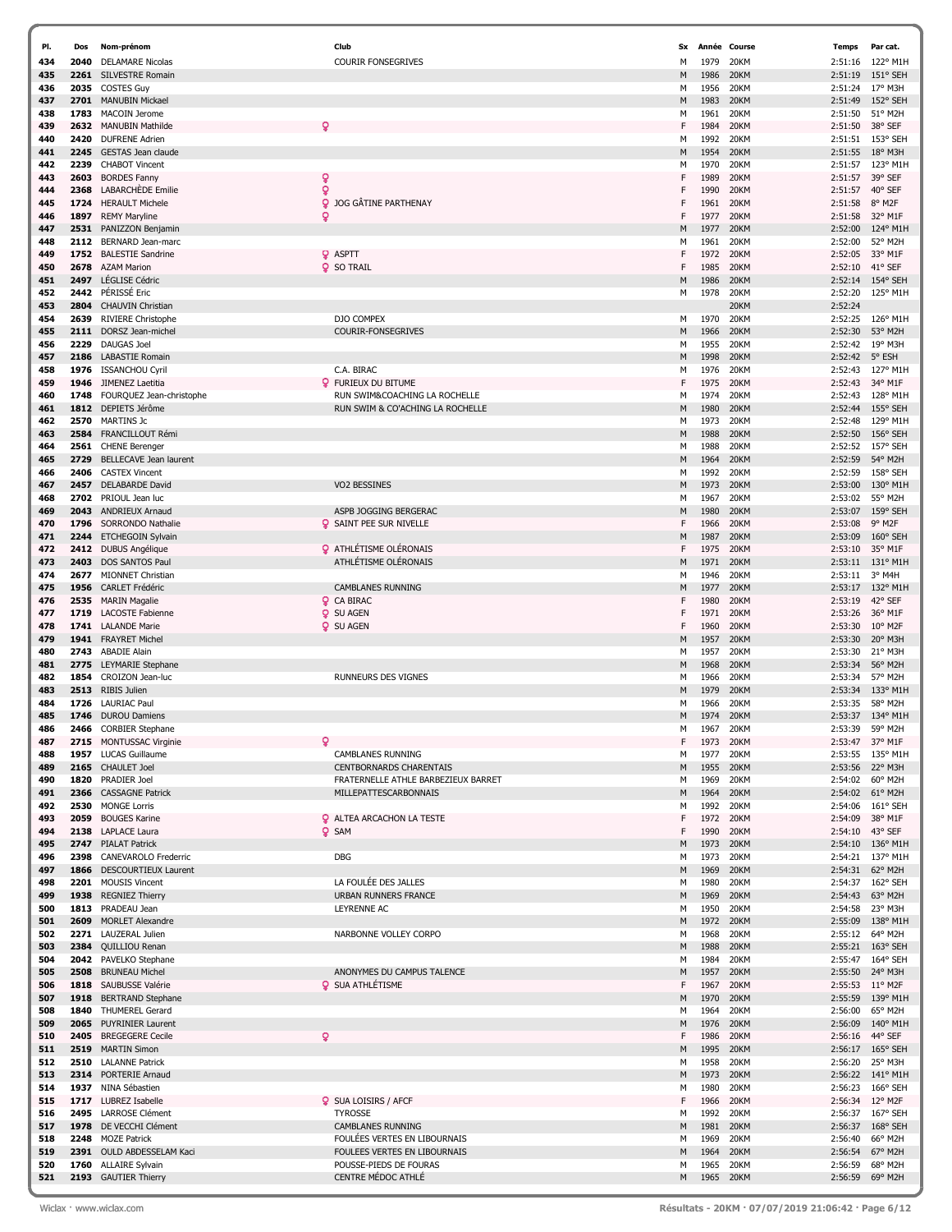| Pl. | Dos | Nom-prénom | Club | Sx | Année | Course | Temps | Par cat. |
|---|---|---|---|---|---|---|---|---|
| 434 | 2040 | DELAMARE Nicolas | COURIR FONSEGRIVES | M | 1979 | 20KM | 2:51:16 | 122° M1H |
| 435 | 2261 | SILVESTRE Romain | | M | 1986 | 20KM | 2:51:19 | 151° SEH |
| 436 | 2035 | COSTES Guy | | M | 1956 | 20KM | 2:51:24 | 17° M3H |
| 437 | 2701 | MANUBIN Mickael | | M | 1983 | 20KM | 2:51:49 | 152° SEH |
| 438 | 1783 | MACOIN Jerome | | M | 1961 | 20KM | 2:51:50 | 51° M2H |
| 439 | 2632 | MANUBIN Mathilde | ♀ | F | 1984 | 20KM | 2:51:50 | 38° SEF |
| 440 | 2420 | DUFRENE Adrien | | M | 1992 | 20KM | 2:51:51 | 153° SEH |
| 441 | 2245 | GESTAS Jean claude | | M | 1954 | 20KM | 2:51:55 | 18° M3H |
| 442 | 2239 | CHABOT Vincent | | M | 1970 | 20KM | 2:51:57 | 123° M1H |
| 443 | 2603 | BORDES Fanny | ♀ | F | 1989 | 20KM | 2:51:57 | 39° SEF |
| 444 | 2368 | LABARCHÈDE Emilie | ♀ | F | 1990 | 20KM | 2:51:57 | 40° SEF |
| 445 | 1724 | HERAULT Michele | ♀ JOG GÂTINE PARTHENAY | F | 1961 | 20KM | 2:51:58 | 8° M2F |
| 446 | 1897 | REMY Maryline | ♀ | F | 1977 | 20KM | 2:51:58 | 32° M1F |
| 447 | 2531 | PANIZZON Benjamin | | M | 1977 | 20KM | 2:52:00 | 124° M1H |
| 448 | 2112 | BERNARD Jean-marc | | M | 1961 | 20KM | 2:52:00 | 52° M2H |
| 449 | 1752 | BALESTIE Sandrine | ♀ ASPTT | F | 1972 | 20KM | 2:52:05 | 33° M1F |
| 450 | 2678 | AZAM Marion | ♀ SO TRAIL | F | 1985 | 20KM | 2:52:10 | 41° SEF |
| 451 | 2497 | LÉGLISE Cédric | | M | 1986 | 20KM | 2:52:14 | 154° SEH |
| 452 | 2442 | PÉRISSÉ Eric | | M | 1978 | 20KM | 2:52:20 | 125° M1H |
| 453 | 2804 | CHAUVIN Christian | | | | 20KM | 2:52:24 | |
| 454 | 2639 | RIVIERE Christophe | DJO COMPEX | M | 1970 | 20KM | 2:52:25 | 126° M1H |
| 455 | 2111 | DORSZ Jean-michel | COURIR-FONSEGRIVES | M | 1966 | 20KM | 2:52:30 | 53° M2H |
| 456 | 2229 | DAUGAS Joel | | M | 1955 | 20KM | 2:52:42 | 19° M3H |
| 457 | 2186 | LABASTIE Romain | | M | 1998 | 20KM | 2:52:42 | 5° ESH |
| 458 | 1976 | ISSANCHOU Cyril | C.A. BIRAC | M | 1976 | 20KM | 2:52:43 | 127° M1H |
| 459 | 1946 | JIMENEZ Laetitia | ♀ FURIEUX DU BITUME | F | 1975 | 20KM | 2:52:43 | 34° M1F |
| 460 | 1748 | FOURQUEZ Jean-christophe | RUN SWIM&COACHING LA ROCHELLE | M | 1974 | 20KM | 2:52:43 | 128° M1H |
| 461 | 1812 | DEPIETS Jérôme | RUN SWIM & CO'ACHING LA ROCHELLE | M | 1980 | 20KM | 2:52:44 | 155° SEH |
| 462 | 2570 | MARTINS Jc | | M | 1973 | 20KM | 2:52:48 | 129° M1H |
| 463 | 2584 | FRANCILLOUT Rémi | | M | 1988 | 20KM | 2:52:50 | 156° SEH |
| 464 | 2561 | CHENE Berenger | | M | 1988 | 20KM | 2:52:52 | 157° SEH |
| 465 | 2729 | BELLECAVE Jean laurent | | M | 1964 | 20KM | 2:52:59 | 54° M2H |
| 466 | 2406 | CASTEX Vincent | | M | 1992 | 20KM | 2:52:59 | 158° SEH |
| 467 | 2457 | DELABARDE David | VO2 BESSINES | M | 1973 | 20KM | 2:53:00 | 130° M1H |
| 468 | 2702 | PRIOUL Jean luc | | M | 1967 | 20KM | 2:53:02 | 55° M2H |
| 469 | 2043 | ANDRIEUX Arnaud | ASPB JOGGING BERGERAC | M | 1980 | 20KM | 2:53:07 | 159° SEH |
| 470 | 1796 | SORRONDO Nathalie | ♀ SAINT PEE SUR NIVELLE | F | 1966 | 20KM | 2:53:08 | 9° M2F |
| 471 | 2244 | ETCHEGOIN Sylvain | | M | 1987 | 20KM | 2:53:09 | 160° SEH |
| 472 | 2412 | DUBUS Angélique | ♀ ATHLÉTISME OLÉRONAIS | F | 1975 | 20KM | 2:53:10 | 35° M1F |
| 473 | 2403 | DOS SANTOS Paul | ATHLÉTISME OLÉRONAIS | M | 1971 | 20KM | 2:53:11 | 131° M1H |
| 474 | 2677 | MIONNET Christian | | M | 1946 | 20KM | 2:53:11 | 3° M4H |
| 475 | 1956 | CARLET Frédéric | CAMBLANES RUNNING | M | 1977 | 20KM | 2:53:17 | 132° M1H |
| 476 | 2535 | MARIN Magalie | ♀ CA BIRAC | F | 1980 | 20KM | 2:53:19 | 42° SEF |
| 477 | 1719 | LACOSTE Fabienne | ♀ SU AGEN | F | 1971 | 20KM | 2:53:26 | 36° M1F |
| 478 | 1741 | LALANDE Marie | ♀ SU AGEN | F | 1960 | 20KM | 2:53:30 | 10° M2F |
| 479 | 1941 | FRAYRET Michel | | M | 1957 | 20KM | 2:53:30 | 20° M3H |
| 480 | 2743 | ABADIE Alain | | M | 1957 | 20KM | 2:53:30 | 21° M3H |
| 481 | 2775 | LEYMARIE Stephane | | M | 1968 | 20KM | 2:53:34 | 56° M2H |
| 482 | 1854 | CROIZON Jean-luc | RUNNEURS DES VIGNES | M | 1966 | 20KM | 2:53:34 | 57° M2H |
| 483 | 2513 | RIBIS Julien | | M | 1979 | 20KM | 2:53:34 | 133° M1H |
| 484 | 1726 | LAURIAC Paul | | M | 1966 | 20KM | 2:53:35 | 58° M2H |
| 485 | 1746 | DUROU Damiens | | M | 1974 | 20KM | 2:53:37 | 134° M1H |
| 486 | 2466 | CORBIER Stephane | | M | 1967 | 20KM | 2:53:39 | 59° M2H |
| 487 | 2715 | MONTUSSAC Virginie | ♀ | F | 1973 | 20KM | 2:53:47 | 37° M1F |
| 488 | 1957 | LUCAS Guillaume | CAMBLANES RUNNING | M | 1977 | 20KM | 2:53:55 | 135° M1H |
| 489 | 2165 | CHAULET Joel | CENTBORNARDS CHARENTAIS | M | 1955 | 20KM | 2:53:56 | 22° M3H |
| 490 | 1820 | PRADIER Joel | FRATERNELLE ATHLE BARBEZIEUX BARRET | M | 1969 | 20KM | 2:54:02 | 60° M2H |
| 491 | 2366 | CASSAGNE Patrick | MILLEPATTESCARBONNAIS | M | 1964 | 20KM | 2:54:02 | 61° M2H |
| 492 | 2530 | MONGE Lorris | | M | 1992 | 20KM | 2:54:06 | 161° SEH |
| 493 | 2059 | BOUGES Karine | ♀ ALTEA ARCACHON LA TESTE | F | 1972 | 20KM | 2:54:09 | 38° M1F |
| 494 | 2138 | LAPLACE Laura | ♀ SAM | F | 1990 | 20KM | 2:54:10 | 43° SEF |
| 495 | 2747 | PIALAT Patrick | | M | 1973 | 20KM | 2:54:10 | 136° M1H |
| 496 | 2398 | CANEVAROLO Frederric | DBG | M | 1973 | 20KM | 2:54:21 | 137° M1H |
| 497 | 1866 | DESCOURTIEUX Laurent | | M | 1969 | 20KM | 2:54:31 | 62° M2H |
| 498 | 2201 | MOUSIS Vincent | LA FOULÉE DES JALLES | M | 1980 | 20KM | 2:54:37 | 162° SEH |
| 499 | 1938 | REGNIEZ Thierry | URBAN RUNNERS FRANCE | M | 1969 | 20KM | 2:54:43 | 63° M2H |
| 500 | 1813 | PRADEAU Jean | LEYRENNE AC | M | 1950 | 20KM | 2:54:58 | 23° M3H |
| 501 | 2609 | MORLET Alexandre | | M | 1972 | 20KM | 2:55:09 | 138° M1H |
| 502 | 2271 | LAUZERAL Julien | NARBONNE VOLLEY CORPO | M | 1968 | 20KM | 2:55:12 | 64° M2H |
| 503 | 2384 | QUILLIOU Renan | | M | 1988 | 20KM | 2:55:21 | 163° SEH |
| 504 | 2042 | PAVELKO Stephane | | M | 1984 | 20KM | 2:55:47 | 164° SEH |
| 505 | 2508 | BRUNEAU Michel | ANONYMES DU CAMPUS TALENCE | M | 1957 | 20KM | 2:55:50 | 24° M3H |
| 506 | 1818 | SAUBUSSE Valérie | ♀ SUA ATHLÉTISME | F | 1967 | 20KM | 2:55:53 | 11° M2F |
| 507 | 1918 | BERTRAND Stephane | | M | 1970 | 20KM | 2:55:59 | 139° M1H |
| 508 | 1840 | THUMEREL Gerard | | M | 1964 | 20KM | 2:56:00 | 65° M2H |
| 509 | 2065 | PUYRINIER Laurent | | M | 1976 | 20KM | 2:56:09 | 140° M1H |
| 510 | 2405 | BREGEGERE Cecile | ♀ | F | 1986 | 20KM | 2:56:16 | 44° SEF |
| 511 | 2519 | MARTIN Simon | | M | 1995 | 20KM | 2:56:17 | 165° SEH |
| 512 | 2510 | LALANNE Patrick | | M | 1958 | 20KM | 2:56:20 | 25° M3H |
| 513 | 2314 | PORTERIE Arnaud | | M | 1973 | 20KM | 2:56:22 | 141° M1H |
| 514 | 1937 | NINA Sébastien | | M | 1980 | 20KM | 2:56:23 | 166° SEH |
| 515 | 1717 | LUBREZ Isabelle | ♀ SUA LOISIRS / AFCF | F | 1966 | 20KM | 2:56:34 | 12° M2F |
| 516 | 2495 | LARROSE Clément | TYROSSE | M | 1992 | 20KM | 2:56:37 | 167° SEH |
| 517 | 1978 | DE VECCHI Clément | CAMBLANES RUNNING | M | 1981 | 20KM | 2:56:37 | 168° SEH |
| 518 | 2248 | MOZE Patrick | FOULÉES VERTES EN LIBOURNAIS | M | 1969 | 20KM | 2:56:40 | 66° M2H |
| 519 | 2391 | OULD ABDESSELAM Kaci | FOULEES VERTES EN LIBOURNAIS | M | 1964 | 20KM | 2:56:54 | 67° M2H |
| 520 | 1760 | ALLAIRE Sylvain | POUSSE-PIEDS DE FOURAS | M | 1965 | 20KM | 2:56:59 | 68° M2H |
| 521 | 2193 | GAUTIER Thierry | CENTRE MÉDOC ATHLÉ | M | 1965 | 20KM | 2:56:59 | 69° M2H |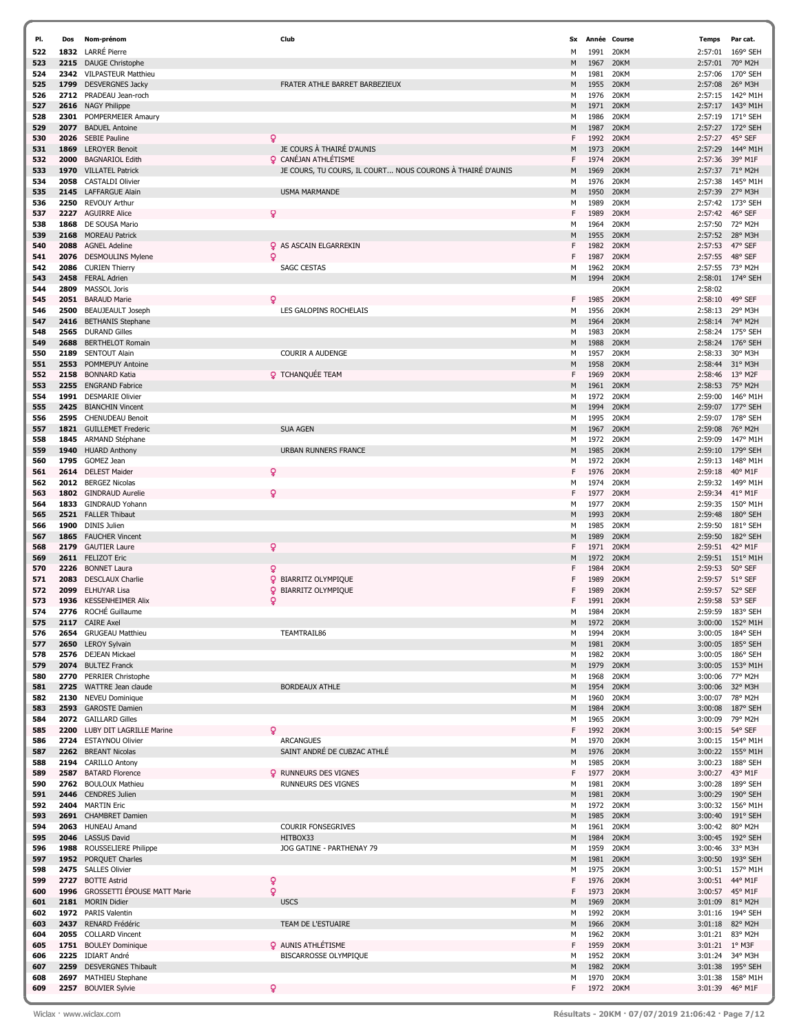| Pl. | Dos | Nom-prénom | Club | Sx | Année | Course | Temps | Par cat. |
|---|---|---|---|---|---|---|---|---|
| 522 | 1832 | LARRÉ Pierre | | M | 1991 | 20KM | 2:57:01 | 169° SEH |
| 523 | 2215 | DAUGE Christophe | | M | 1967 | 20KM | 2:57:01 | 70° M2H |
| 524 | 2342 | VILPASTEUR Matthieu | | M | 1981 | 20KM | 2:57:06 | 170° SEH |
| 525 | 1799 | DESVERGNES Jacky | FRATER ATHLE BARRET BARBEZIEUX | M | 1955 | 20KM | 2:57:08 | 26° M3H |
| 526 | 2712 | PRADEAU Jean-roch | | M | 1976 | 20KM | 2:57:15 | 142° M1H |
| 527 | 2616 | NAGY Philippe | | M | 1971 | 20KM | 2:57:17 | 143° M1H |
| 528 | 2301 | POMPERMEIER Amaury | | M | 1986 | 20KM | 2:57:19 | 171° SEH |
| 529 | 2077 | BADUEL Antoine | | M | 1987 | 20KM | 2:57:27 | 172° SEH |
| 530 | 2026 | SEBIE Pauline | | F | 1992 | 20KM | 2:57:27 | 45° SEF |
| 531 | 1869 | LEROYER Benoit | JE COURS À THAIRÉ D'AUNIS | M | 1973 | 20KM | 2:57:29 | 144° M1H |
| 532 | 2000 | BAGNARIOL Edith | CANÉJAN ATHLÉTISME | F | 1974 | 20KM | 2:57:36 | 39° M1F |
| 533 | 1970 | VILLATEL Patrick | JE COURS, TU COURS, IL COURT... NOUS COURONS À THAIRÉ D'AUNIS | M | 1969 | 20KM | 2:57:37 | 71° M2H |
| 534 | 2058 | CASTALDI Olivier | | M | 1976 | 20KM | 2:57:38 | 145° M1H |
| 535 | 2145 | LAFFARGUE Alain | USMA MARMANDE | M | 1950 | 20KM | 2:57:39 | 27° M3H |
| 536 | 2250 | REVOUY Arthur | | M | 1989 | 20KM | 2:57:42 | 173° SEH |
| 537 | 2227 | AGUIRRE Alice | | F | 1989 | 20KM | 2:57:42 | 46° SEF |
| 538 | 1868 | DE SOUSA Mario | | M | 1964 | 20KM | 2:57:50 | 72° M2H |
| 539 | 2168 | MOREAU Patrick | | M | 1955 | 20KM | 2:57:52 | 28° M3H |
| 540 | 2088 | AGNEL Adeline | AS ASCAIN ELGARREKIN | F | 1982 | 20KM | 2:57:53 | 47° SEF |
| 541 | 2076 | DESMOULINS Mylene | | F | 1987 | 20KM | 2:57:55 | 48° SEF |
| 542 | 2086 | CURIEN Thierry | SAGC CESTAS | M | 1962 | 20KM | 2:57:55 | 73° M2H |
| 543 | 2458 | FERAL Adrien | | M | 1994 | 20KM | 2:58:01 | 174° SEH |
| 544 | 2809 | MASSOL Joris | | | | 20KM | 2:58:02 | |
| 545 | 2051 | BARAUD Marie | | F | 1985 | 20KM | 2:58:10 | 49° SEF |
| 546 | 2500 | BEAUJEAULT Joseph | LES GALOPINS ROCHELAIS | M | 1956 | 20KM | 2:58:13 | 29° M3H |
| 547 | 2416 | BETHANIS Stephane | | M | 1964 | 20KM | 2:58:14 | 74° M2H |
| 548 | 2565 | DURAND Gilles | | M | 1983 | 20KM | 2:58:24 | 175° SEH |
| 549 | 2688 | BERTHELOT Romain | | M | 1988 | 20KM | 2:58:24 | 176° SEH |
| 550 | 2189 | SENTOUT Alain | COURIR A AUDENGE | M | 1957 | 20KM | 2:58:33 | 30° M3H |
| 551 | 2553 | POMMEPUY Antoine | | M | 1958 | 20KM | 2:58:44 | 31° M3H |
| 552 | 2158 | BONNARD Katia | TCHANQUÉE TEAM | F | 1969 | 20KM | 2:58:46 | 13° M2F |
| 553 | 2255 | ENGRAND Fabrice | | M | 1961 | 20KM | 2:58:53 | 75° M2H |
| 554 | 1991 | DESMARIE Olivier | | M | 1972 | 20KM | 2:59:00 | 146° M1H |
| 555 | 2425 | BIANCHIN Vincent | | M | 1994 | 20KM | 2:59:07 | 177° SEH |
| 556 | 2595 | CHENUDEAU Benoit | | M | 1995 | 20KM | 2:59:07 | 178° SEH |
| 557 | 1821 | GUILLEMET Frederic | SUA AGEN | M | 1967 | 20KM | 2:59:08 | 76° M2H |
| 558 | 1845 | ARMAND Stéphane | | M | 1972 | 20KM | 2:59:09 | 147° M1H |
| 559 | 1940 | HUARD Anthony | URBAN RUNNERS FRANCE | M | 1985 | 20KM | 2:59:10 | 179° SEH |
| 560 | 1795 | GOMEZ Jean | | M | 1972 | 20KM | 2:59:13 | 148° M1H |
| 561 | 2614 | DELEST Maider | | F | 1976 | 20KM | 2:59:18 | 40° M1F |
| 562 | 2012 | BERGEZ Nicolas | | M | 1974 | 20KM | 2:59:32 | 149° M1H |
| 563 | 1802 | GINDRAUD Aurelie | | F | 1977 | 20KM | 2:59:34 | 41° M1F |
| 564 | 1833 | GINDRAUD Yohann | | M | 1977 | 20KM | 2:59:35 | 150° M1H |
| 565 | 2521 | FALLER Thibaut | | M | 1993 | 20KM | 2:59:48 | 180° SEH |
| 566 | 1900 | DINIS Julien | | M | 1985 | 20KM | 2:59:50 | 181° SEH |
| 567 | 1865 | FAUCHER Vincent | | M | 1989 | 20KM | 2:59:50 | 182° SEH |
| 568 | 2179 | GAUTIER Laure | | F | 1971 | 20KM | 2:59:51 | 42° M1F |
| 569 | 2611 | FELIZOT Eric | | M | 1972 | 20KM | 2:59:51 | 151° M1H |
| 570 | 2226 | BONNET Laura | | F | 1984 | 20KM | 2:59:53 | 50° SEF |
| 571 | 2083 | DESCLAUX Charlie | BIARRITZ OLYMPIQUE | F | 1989 | 20KM | 2:59:57 | 51° SEF |
| 572 | 2099 | ELHUYAR Lisa | BIARRITZ OLYMPIQUE | F | 1989 | 20KM | 2:59:57 | 52° SEF |
| 573 | 1936 | KESSENHEIMER Alix | | F | 1991 | 20KM | 2:59:58 | 53° SEF |
| 574 | 2776 | ROCHÉ Guillaume | | M | 1984 | 20KM | 2:59:59 | 183° SEH |
| 575 | 2117 | CAIRE Axel | | M | 1972 | 20KM | 3:00:00 | 152° M1H |
| 576 | 2654 | GRUGEAU Matthieu | TEAMTRAIL86 | M | 1994 | 20KM | 3:00:05 | 184° SEH |
| 577 | 2650 | LEROY Sylvain | | M | 1981 | 20KM | 3:00:05 | 185° SEH |
| 578 | 2576 | DEJEAN Mickael | | M | 1982 | 20KM | 3:00:05 | 186° SEH |
| 579 | 2074 | BULTEZ Franck | | M | 1979 | 20KM | 3:00:05 | 153° M1H |
| 580 | 2770 | PERRIER Christophe | | M | 1968 | 20KM | 3:00:06 | 77° M2H |
| 581 | 2725 | WATTRE Jean claude | BORDEAUX ATHLE | M | 1954 | 20KM | 3:00:06 | 32° M3H |
| 582 | 2130 | NEVEU Dominique | | M | 1960 | 20KM | 3:00:07 | 78° M2H |
| 583 | 2593 | GAROSTE Damien | | M | 1984 | 20KM | 3:00:08 | 187° SEH |
| 584 | 2072 | GAILLARD Gilles | | M | 1965 | 20KM | 3:00:09 | 79° M2H |
| 585 | 2200 | LUBY DIT LAGRILLE Marine | | F | 1992 | 20KM | 3:00:15 | 54° SEF |
| 586 | 2724 | ESTAYNOU Olivier | ARCANGUES | M | 1970 | 20KM | 3:00:15 | 154° M1H |
| 587 | 2262 | BREANT Nicolas | SAINT ANDRÉ DE CUBZAC ATHLÉ | M | 1976 | 20KM | 3:00:22 | 155° M1H |
| 588 | 2194 | CARILLO Antony | | M | 1985 | 20KM | 3:00:23 | 188° SEH |
| 589 | 2587 | BATARD Florence | RUNNEURS DES VIGNES | F | 1977 | 20KM | 3:00:27 | 43° M1F |
| 590 | 2762 | BOULOUX Mathieu | RUNNEURS DES VIGNES | M | 1981 | 20KM | 3:00:28 | 189° SEH |
| 591 | 2446 | CENDRES Julien | | M | 1981 | 20KM | 3:00:29 | 190° SEH |
| 592 | 2404 | MARTIN Eric | | M | 1972 | 20KM | 3:00:32 | 156° M1H |
| 593 | 2691 | CHAMBRET Damien | | M | 1985 | 20KM | 3:00:40 | 191° SEH |
| 594 | 2063 | HUNEAU Amand | COURIR FONSEGRIVES | M | 1961 | 20KM | 3:00:42 | 80° M2H |
| 595 | 2046 | LASSUS David | HITBOX33 | M | 1984 | 20KM | 3:00:45 | 192° SEH |
| 596 | 1988 | ROUSSELIERE Philippe | JOG GATINE - PARTHENAY 79 | M | 1959 | 20KM | 3:00:46 | 33° M3H |
| 597 | 1952 | PORQUET Charles | | M | 1981 | 20KM | 3:00:50 | 193° SEH |
| 598 | 2475 | SALLES Olivier | | M | 1975 | 20KM | 3:00:51 | 157° M1H |
| 599 | 2727 | BOTTE Astrid | | F | 1976 | 20KM | 3:00:51 | 44° M1F |
| 600 | 1996 | GROSSETTI ÉPOUSE MATT Marie | | F | 1973 | 20KM | 3:00:57 | 45° M1F |
| 601 | 2181 | MORIN Didier | USCS | M | 1969 | 20KM | 3:01:09 | 81° M2H |
| 602 | 1972 | PARIS Valentin | | M | 1992 | 20KM | 3:01:16 | 194° SEH |
| 603 | 2437 | RENARD Frédéric | TEAM DE L'ESTUAIRE | M | 1966 | 20KM | 3:01:18 | 82° M2H |
| 604 | 2055 | COLLARD Vincent | | M | 1962 | 20KM | 3:01:21 | 83° M2H |
| 605 | 1751 | BOULEY Dominique | AUNIS ATHLÉTISME | F | 1959 | 20KM | 3:01:21 | 1° M3F |
| 606 | 2225 | IDIART André | BISCARROSSE OLYMPIQUE | M | 1952 | 20KM | 3:01:24 | 34° M3H |
| 607 | 2259 | DESVERGNES Thibault | | M | 1982 | 20KM | 3:01:38 | 195° SEH |
| 608 | 2697 | MATHIEU Stephane | | M | 1970 | 20KM | 3:01:38 | 158° M1H |
| 609 | 2257 | BOUVIER Sylvie | | F | 1972 | 20KM | 3:01:39 | 46° M1F |

Wiclax · www.wiclax.com Résultats - 20KM · 07/07/2019 21:06:42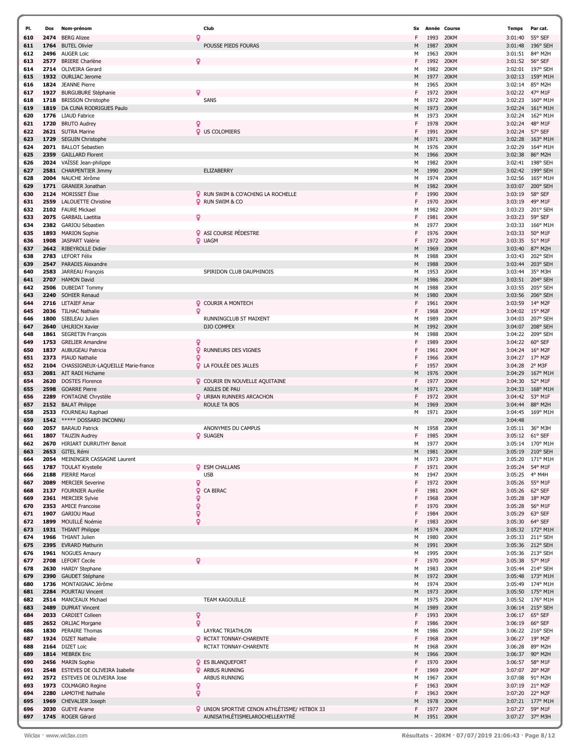| Pl. | Dos | Nom-prénom | Club | Sx | Année | Course | Temps | Par cat. |
|---|---|---|---|---|---|---|---|---|
| 610 | 2474 | BERG Alizee | ♀ | F | 1993 | 20KM | 3:01:40 | 55° SEF |
| 611 | 1764 | BUTEL Olivier | POUSSE PIEDS FOURAS | M | 1987 | 20KM | 3:01:48 | 196° SEH |
| 612 | 2496 | AUGER Loic | | M | 1963 | 20KM | 3:01:51 | 84° M2H |
| 613 | 2577 | BRIERE Charlène | ♀ | F | 1992 | 20KM | 3:01:52 | 56° SEF |
| 614 | 2714 | OLIVEIRA Gerard | | M | 1982 | 20KM | 3:02:01 | 197° SEH |
| 615 | 1932 | OURLIAC Jerome | | M | 1977 | 20KM | 3:02:13 | 159° M1H |
| 616 | 1824 | JEANNE Pierre | | M | 1965 | 20KM | 3:02:14 | 85° M2H |
| 617 | 1927 | BURGUBURE Stéphanie | ♀ | F | 1972 | 20KM | 3:02:22 | 47° M1F |
| 618 | 1718 | BRISSON Christophe | SANS | M | 1972 | 20KM | 3:02:23 | 160° M1H |
| 619 | 1819 | DA CUNA RODRIGUES Paulo | | M | 1973 | 20KM | 3:02:24 | 161° M1H |
| 620 | 1776 | LIAUD Fabrice | | M | 1973 | 20KM | 3:02:24 | 162° M1H |
| 621 | 1720 | BRUTO Audrey | ♀ | F | 1978 | 20KM | 3:02:24 | 48° M1F |
| 622 | 2621 | SUTRA Marine | ♀ US COLOMIERS | F | 1991 | 20KM | 3:02:24 | 57° SEF |
| 623 | 1729 | SEGUIN Christophe | | M | 1971 | 20KM | 3:02:28 | 163° M1H |
| 624 | 2071 | BALLOT Sebastien | | M | 1976 | 20KM | 3:02:29 | 164° M1H |
| 625 | 2359 | GAILLARD Florent | | M | 1966 | 20KM | 3:02:38 | 86° M2H |
| 626 | 2024 | VAÏSSE Jean-philippe | | M | 1982 | 20KM | 3:02:41 | 198° SEH |
| 627 | 2581 | CHARPENTIER Jimmy | ELIZABERRY | M | 1990 | 20KM | 3:02:42 | 199° SEH |
| 628 | 2004 | NAUCHE Jérôme | | M | 1974 | 20KM | 3:02:56 | 165° M1H |
| 629 | 1771 | GRANIER Jonathan | | M | 1982 | 20KM | 3:03:07 | 200° SEH |
| 630 | 2124 | MORISSET Élise | ♀ RUN SWIM & CO'ACHING LA ROCHELLE | F | 1990 | 20KM | 3:03:19 | 58° SEF |
| 631 | 2559 | LALOUETTE Christine | ♀ RUN SWIM & CO | F | 1970 | 20KM | 3:03:19 | 49° M1F |
| 632 | 2102 | FAURE Mickael | | M | 1982 | 20KM | 3:03:23 | 201° SEH |
| 633 | 2075 | GARBAIL Laetitia | ♀ | F | 1981 | 20KM | 3:03:23 | 59° SEF |
| 634 | 2382 | GARIOU Sébastien | | M | 1977 | 20KM | 3:03:33 | 166° M1H |
| 635 | 1893 | MARION Sophie | ♀ ASI COURSE PÉDESTRE | F | 1976 | 20KM | 3:03:33 | 50° M1F |
| 636 | 1908 | JASPART Valérie | ♀ UAGM | F | 1972 | 20KM | 3:03:35 | 51° M1F |
| 637 | 2642 | RIBEYROLLE Didier | | M | 1969 | 20KM | 3:03:40 | 87° M2H |
| 638 | 2783 | LEFORT Félix | | M | 1988 | 20KM | 3:03:43 | 202° SEH |
| 639 | 2547 | PARADIS Alexandre | | M | 1988 | 20KM | 3:03:44 | 203° SEH |
| 640 | 2583 | JARREAU François | SPIRIDON CLUB DAUPHINOIS | M | 1953 | 20KM | 3:03:44 | 35° M3H |
| 641 | 2707 | HAMON David | | M | 1986 | 20KM | 3:03:51 | 204° SEH |
| 642 | 2506 | DUBEDAT Tommy | | M | 1988 | 20KM | 3:03:55 | 205° SEH |
| 643 | 2240 | SOHIER Renaud | | M | 1980 | 20KM | 3:03:56 | 206° SEH |
| 644 | 2716 | LETAIEF Amar | ♀ COURIR A MONTECH | F | 1961 | 20KM | 3:03:59 | 14° M2F |
| 645 | 2036 | TILHAC Nathalie | ♀ | F | 1968 | 20KM | 3:04:02 | 15° M2F |
| 646 | 1800 | SIBILEAU Julien | RUNNINGCLUB ST MAIXENT | M | 1989 | 20KM | 3:04:03 | 207° SEH |
| 647 | 2640 | UHLRICH Xavier | DJO COMPEX | M | 1992 | 20KM | 3:04:07 | 208° SEH |
| 648 | 1861 | SEGRETIN François | | M | 1988 | 20KM | 3:04:22 | 209° SEH |
| 649 | 1753 | GRELIER Amandine | ♀ | F | 1989 | 20KM | 3:04:22 | 60° SEF |
| 650 | 1837 | AUBUGEAU Patricia | ♀ RUNNEURS DES VIGNES | F | 1961 | 20KM | 3:04:24 | 16° M2F |
| 651 | 2373 | PIAUD Nathalie | ♀ | F | 1966 | 20KM | 3:04:27 | 17° M2F |
| 652 | 2104 | CHASSIGNEUX-LAQUEILLE Marie-france | ♀ LA FOULÉE DES JALLES | F | 1957 | 20KM | 3:04:28 | 2° M3F |
| 653 | 2081 | AIT RADI Hichame | | M | 1976 | 20KM | 3:04:29 | 167° M1H |
| 654 | 2620 | DOSTES Florence | ♀ COURIR EN NOUVELLE AQUITAINE | F | 1977 | 20KM | 3:04:30 | 52° M1F |
| 655 | 2598 | GOARRE Pierre | AIGLES DE PAU | M | 1971 | 20KM | 3:04:33 | 168° M1H |
| 656 | 2289 | FONTAGNE Chrystèle | ♀ URBAN RUNNERS ARCACHON | F | 1972 | 20KM | 3:04:42 | 53° M1F |
| 657 | 2152 | BALAT Philippe | ROULE TA BOS | M | 1969 | 20KM | 3:04:44 | 88° M2H |
| 658 | 2533 | FOURNEAU Raphael | | M | 1971 | 20KM | 3:04:45 | 169° M1H |
| 659 | 1542 | ***** DOSSARD INCONNU | | | | 20KM | 3:04:48 | |
| 660 | 2057 | BARAUD Patrick | ANONYMES DU CAMPUS | M | 1958 | 20KM | 3:05:11 | 36° M3H |
| 661 | 1807 | TAUZIN Audrey | ♀ SUAGEN | F | 1985 | 20KM | 3:05:12 | 61° SEF |
| 662 | 2670 | HIRIART DURRUTHY Benoit | | M | 1977 | 20KM | 3:05:14 | 170° M1H |
| 663 | 2653 | GITEL Rémi | | M | 1981 | 20KM | 3:05:19 | 210° SEH |
| 664 | 2054 | MEININGER CASSAGNE Laurent | | M | 1973 | 20KM | 3:05:20 | 171° M1H |
| 665 | 1787 | TOULAT Krystelle | ♀ ESM CHALLANS | F | 1971 | 20KM | 3:05:24 | 54° M1F |
| 666 | 2188 | PIERRE Marcel | USB | M | 1947 | 20KM | 3:05:25 | 4° M4H |
| 667 | 2089 | MERCIER Severine | ♀ | F | 1972 | 20KM | 3:05:26 | 55° M1F |
| 668 | 2137 | FOURNIER Aurélie | ♀ CA BIRAC | F | 1981 | 20KM | 3:05:26 | 62° SEF |
| 669 | 2361 | MERCIER Sylvie | ♀ | F | 1968 | 20KM | 3:05:28 | 18° M2F |
| 670 | 2353 | AMICE Francoise | ♀ | F | 1970 | 20KM | 3:05:28 | 56° M1F |
| 671 | 1907 | GARIOU Maud | ♀ | F | 1984 | 20KM | 3:05:29 | 63° SEF |
| 672 | 1899 | MOUILLÉ Noémie | ♀ | F | 1983 | 20KM | 3:05:30 | 64° SEF |
| 673 | 1931 | THIANT Philippe | | M | 1974 | 20KM | 3:05:32 | 172° M1H |
| 674 | 1966 | THIANT Julien | | M | 1980 | 20KM | 3:05:33 | 211° SEH |
| 675 | 2395 | EVRARD Mathurin | | M | 1991 | 20KM | 3:05:36 | 212° SEH |
| 676 | 1961 | NOGUES Amaury | | M | 1995 | 20KM | 3:05:36 | 213° SEH |
| 677 | 2708 | LEFORT Cecile | ♀ | F | 1970 | 20KM | 3:05:38 | 57° M1F |
| 678 | 2630 | HARDY Stephane | | M | 1983 | 20KM | 3:05:44 | 214° SEH |
| 679 | 2390 | GAUDET Stéphane | | M | 1972 | 20KM | 3:05:48 | 173° M1H |
| 680 | 1736 | MONTAIGNAC Jérôme | | M | 1974 | 20KM | 3:05:49 | 174° M1H |
| 681 | 2284 | POURTAU Vincent | | M | 1973 | 20KM | 3:05:50 | 175° M1H |
| 682 | 2514 | MANCEAUX Michael | TEAM KAGOUILLE | M | 1975 | 20KM | 3:05:52 | 176° M1H |
| 683 | 2489 | DUPRAT Vincent | | M | 1989 | 20KM | 3:06:14 | 215° SEH |
| 684 | 2033 | CARDIET Colleen | ♀ | F | 1993 | 20KM | 3:06:17 | 65° SEF |
| 685 | 2652 | ORLIAC Morgane | ♀ | F | 1986 | 20KM | 3:06:19 | 66° SEF |
| 686 | 1830 | PERAIRE Thomas | LAYRAC TRIATHLON | M | 1986 | 20KM | 3:06:22 | 216° SEH |
| 687 | 1924 | DIZET Nathalie | ♀ RCTAT TONNAY-CHARENTE | F | 1968 | 20KM | 3:06:27 | 19° M2F |
| 688 | 2164 | DIZET Loic | RCTAT TONNAY-CHARENTE | M | 1968 | 20KM | 3:06:28 | 89° M2H |
| 689 | 1814 | MEBREK Eric | | M | 1966 | 20KM | 3:06:37 | 90° M2H |
| 690 | 2456 | MARIN Sophie | ♀ ES BLANQUEFORT | F | 1970 | 20KM | 3:06:57 | 58° M1F |
| 691 | 2548 | ESTEVES DE OLIVEIRA Isabelle | ♀ ARBUS RUNNING | F | 1969 | 20KM | 3:07:07 | 20° M2F |
| 692 | 2572 | ESTEVES DE OLIVEIRA Jose | ARBUS RUNNING | M | 1967 | 20KM | 3:07:08 | 91° M2H |
| 693 | 1973 | COLMAGRO Regine | ♀ | F | 1963 | 20KM | 3:07:19 | 21° M2F |
| 694 | 2280 | LAMOTHE Nathalie | ♀ | F | 1963 | 20KM | 3:07:20 | 22° M2F |
| 695 | 1969 | CHEVALIER Joseph | | M | 1978 | 20KM | 3:07:21 | 177° M1H |
| 696 | 2030 | GUEYE Arame | ♀ UNION SPORTIVE CENON ATHLÉTISME/ HITBOX 33 | F | 1977 | 20KM | 3:07:27 | 59° M1F |
| 697 | 1745 | ROGER Gérard | AUNISATHLÉTISMELAROCHELLEAYTRÉ | M | 1951 | 20KM | 3:07:27 | 37° M3H |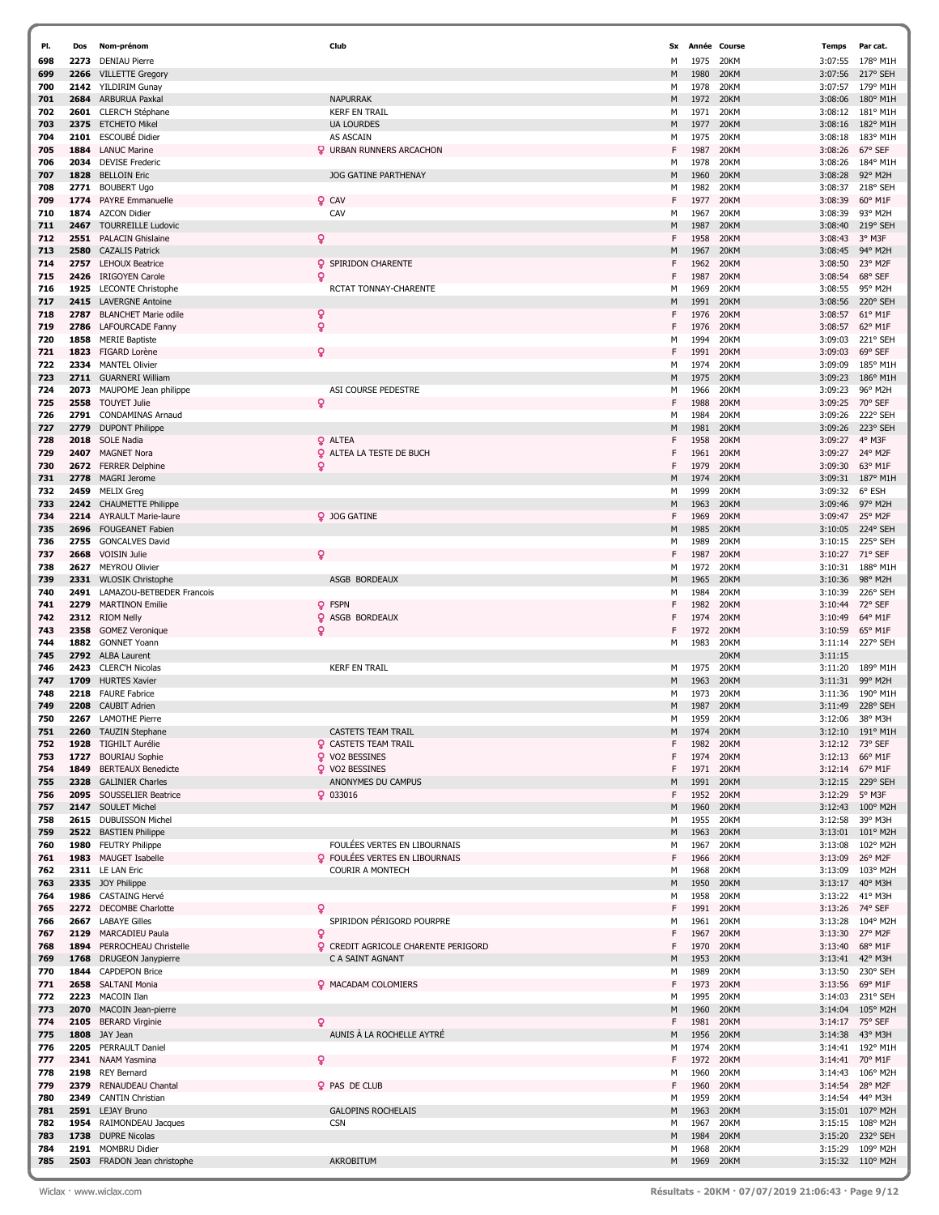| Pl. | Dos | Nom-prénom | Club | Sx | Année | Course | Temps | Par cat. |
|---|---|---|---|---|---|---|---|---|
| 698 | 2273 | DENIAU Pierre | | M | 1975 | 20KM | 3:07:55 | 178° M1H |
| 699 | 2266 | VILLETTE Gregory | | M | 1980 | 20KM | 3:07:56 | 217° SEH |
| 700 | 2142 | YILDIRIM Gunay | | M | 1978 | 20KM | 3:07:57 | 179° M1H |
| 701 | 2684 | ARBURUA Paxkal | NAPURRAK | M | 1972 | 20KM | 3:08:06 | 180° M1H |
| 702 | 2601 | CLERC'H Stéphane | KERF EN TRAIL | M | 1971 | 20KM | 3:08:12 | 181° M1H |
| 703 | 2375 | ETCHETO Mikel | UA LOURDES | M | 1977 | 20KM | 3:08:16 | 182° M1H |
| 704 | 2101 | ESCOUBÉ Didier | AS ASCAIN | M | 1975 | 20KM | 3:08:18 | 183° M1H |
| 705 | 1884 | LANUC Marine | URBAN RUNNERS ARCACHON | F | 1987 | 20KM | 3:08:26 | 67° SEF |
| 706 | 2034 | DEVISE Frederic | | M | 1978 | 20KM | 3:08:26 | 184° M1H |
| 707 | 1828 | BELLOIN Eric | JOG GATINE PARTHENAY | M | 1960 | 20KM | 3:08:28 | 92° M2H |
| 708 | 2771 | BOUBERT Ugo | | M | 1982 | 20KM | 3:08:37 | 218° SEH |
| 709 | 1774 | PAYRE Emmanuelle | CAV | F | 1977 | 20KM | 3:08:39 | 60° M1F |
| 710 | 1874 | AZCON Didier | CAV | M | 1967 | 20KM | 3:08:39 | 93° M2H |
| 711 | 2467 | TOURREILLE Ludovic | | M | 1987 | 20KM | 3:08:40 | 219° SEH |
| 712 | 2551 | PALACIN Ghislaine | | F | 1958 | 20KM | 3:08:43 | 3° M3F |
| 713 | 2580 | CAZALIS Patrick | | M | 1967 | 20KM | 3:08:45 | 94° M2H |
| 714 | 2757 | LEHOUX Beatrice | SPIRIDON CHARENTE | F | 1962 | 20KM | 3:08:50 | 23° M2F |
| 715 | 2426 | IRIGOYEN Carole | | F | 1987 | 20KM | 3:08:54 | 68° SEF |
| 716 | 1925 | LECONTE Christophe | RCTAT TONNAY-CHARENTE | M | 1969 | 20KM | 3:08:55 | 95° M2H |
| 717 | 2415 | LAVERGNE Antoine | | M | 1991 | 20KM | 3:08:56 | 220° SEH |
| 718 | 2787 | BLANCHET Marie odile | | F | 1976 | 20KM | 3:08:57 | 61° M1F |
| 719 | 2786 | LAFOURCADE Fanny | | F | 1976 | 20KM | 3:08:57 | 62° M1F |
| 720 | 1858 | MERIE Baptiste | | M | 1994 | 20KM | 3:09:03 | 221° SEH |
| 721 | 1823 | FIGARD Lorène | | F | 1991 | 20KM | 3:09:03 | 69° SEF |
| 722 | 2334 | MANTEL Olivier | | M | 1974 | 20KM | 3:09:09 | 185° M1H |
| 723 | 2711 | GUARNERI William | | M | 1975 | 20KM | 3:09:23 | 186° M1H |
| 724 | 2073 | MAUPOME Jean philippe | ASI COURSE PEDESTRE | M | 1966 | 20KM | 3:09:23 | 96° M2H |
| 725 | 2558 | TOUYET Julie | | F | 1988 | 20KM | 3:09:25 | 70° SEF |
| 726 | 2791 | CONDAMINAS Arnaud | | M | 1984 | 20KM | 3:09:26 | 222° SEH |
| 727 | 2779 | DUPONT Philippe | | M | 1981 | 20KM | 3:09:26 | 223° SEH |
| 728 | 2018 | SOLE Nadia | ALTEA | F | 1958 | 20KM | 3:09:27 | 4° M3F |
| 729 | 2407 | MAGNET Nora | ALTEA LA TESTE DE BUCH | F | 1961 | 20KM | 3:09:27 | 24° M2F |
| 730 | 2672 | FERRER Delphine | | F | 1979 | 20KM | 3:09:30 | 63° M1F |
| 731 | 2778 | MAGRI Jerome | | M | 1974 | 20KM | 3:09:31 | 187° M1H |
| 732 | 2459 | MELIX Greg | | M | 1999 | 20KM | 3:09:32 | 6° ESH |
| 733 | 2242 | CHAUMETTE Philippe | | M | 1963 | 20KM | 3:09:46 | 97° M2H |
| 734 | 2214 | AYRAULT Marie-laure | JOG GATINE | F | 1969 | 20KM | 3:09:47 | 25° M2F |
| 735 | 2696 | FOUGEANET Fabien | | M | 1985 | 20KM | 3:10:05 | 224° SEH |
| 736 | 2755 | GONCALVES David | | M | 1989 | 20KM | 3:10:15 | 225° SEH |
| 737 | 2668 | VOISIN Julie | | F | 1987 | 20KM | 3:10:27 | 71° SEF |
| 738 | 2627 | MEYROU Olivier | | M | 1972 | 20KM | 3:10:31 | 188° M1H |
| 739 | 2331 | WLOSIK Christophe | ASGB BORDEAUX | M | 1965 | 20KM | 3:10:36 | 98° M2H |
| 740 | 2491 | LAMAZOU-BETBEDER Francois | | M | 1984 | 20KM | 3:10:39 | 226° SEH |
| 741 | 2279 | MARTINON Emilie | FSPN | F | 1982 | 20KM | 3:10:44 | 72° SEF |
| 742 | 2312 | RIOM Nelly | ASGB BORDEAUX | F | 1974 | 20KM | 3:10:49 | 64° M1F |
| 743 | 2358 | GOMEZ Veronique | | F | 1972 | 20KM | 3:10:59 | 65° M1F |
| 744 | 1882 | GONNET Yoann | | M | 1983 | 20KM | 3:11:14 | 227° SEH |
| 745 | 2792 | ALBA Laurent | | | | 20KM | 3:11:15 | |
| 746 | 2423 | CLERC'H Nicolas | KERF EN TRAIL | M | 1975 | 20KM | 3:11:20 | 189° M1H |
| 747 | 1709 | HURTES Xavier | | M | 1963 | 20KM | 3:11:31 | 99° M2H |
| 748 | 2218 | FAURE Fabrice | | M | 1973 | 20KM | 3:11:36 | 190° M1H |
| 749 | 2208 | CAUBIT Adrien | | M | 1987 | 20KM | 3:11:49 | 228° SEH |
| 750 | 2267 | LAMOTHE Pierre | | M | 1959 | 20KM | 3:12:06 | 38° M3H |
| 751 | 2260 | TAUZIN Stephane | CASTETS TEAM TRAIL | M | 1974 | 20KM | 3:12:10 | 191° M1H |
| 752 | 1928 | TIGHILT Aurélie | CASTETS TEAM TRAIL | F | 1982 | 20KM | 3:12:12 | 73° SEF |
| 753 | 1727 | BOURIAU Sophie | VO2 BESSINES | F | 1974 | 20KM | 3:12:13 | 66° M1F |
| 754 | 1849 | BERTEAUX Benedicte | VO2 BESSINES | F | 1971 | 20KM | 3:12:14 | 67° M1F |
| 755 | 2328 | GALINIER Charles | ANONYMES DU CAMPUS | M | 1991 | 20KM | 3:12:15 | 229° SEH |
| 756 | 2095 | SOUSSELIER Beatrice | 033016 | F | 1952 | 20KM | 3:12:29 | 5° M3F |
| 757 | 2147 | SOULET Michel | | M | 1960 | 20KM | 3:12:43 | 100° M2H |
| 758 | 2615 | DUBUISSON Michel | | M | 1955 | 20KM | 3:12:58 | 39° M3H |
| 759 | 2522 | BASTIEN Philippe | | M | 1963 | 20KM | 3:13:01 | 101° M2H |
| 760 | 1980 | FEUTRY Philippe | FOULÉES VERTES EN LIBOURNAIS | M | 1967 | 20KM | 3:13:08 | 102° M2H |
| 761 | 1983 | MAUGET Isabelle | FOULÉES VERTES EN LIBOURNAIS | F | 1966 | 20KM | 3:13:09 | 26° M2F |
| 762 | 2311 | LE LAN Eric | COURIR A MONTECH | M | 1968 | 20KM | 3:13:09 | 103° M2H |
| 763 | 2335 | JOY Philippe | | M | 1950 | 20KM | 3:13:17 | 40° M3H |
| 764 | 1986 | CASTAING Hervé | | M | 1958 | 20KM | 3:13:22 | 41° M3H |
| 765 | 2272 | DECOMBE Charlotte | | F | 1991 | 20KM | 3:13:26 | 74° SEF |
| 766 | 2667 | LABAYE Gilles | SPIRIDON PÉRIGORD POURPRE | M | 1961 | 20KM | 3:13:28 | 104° M2H |
| 767 | 2129 | MARCADIEU Paula | | F | 1967 | 20KM | 3:13:30 | 27° M2F |
| 768 | 1894 | PERROCHEAU Christelle | CREDIT AGRICOLE CHARENTE PERIGORD | F | 1970 | 20KM | 3:13:40 | 68° M1F |
| 769 | 1768 | DRUGEON Janypierre | C A SAINT AGNANT | M | 1953 | 20KM | 3:13:41 | 42° M3H |
| 770 | 1844 | CAPDEPON Brice | | M | 1989 | 20KM | 3:13:50 | 230° SEH |
| 771 | 2658 | SALTANI Monia | MACADAM COLOMIERS | F | 1973 | 20KM | 3:13:56 | 69° M1F |
| 772 | 2223 | MACOIN Ilan | | M | 1995 | 20KM | 3:14:03 | 231° SEH |
| 773 | 2070 | MACOIN Jean-pierre | | M | 1960 | 20KM | 3:14:04 | 105° M2H |
| 774 | 2105 | BERARD Virginie | | F | 1981 | 20KM | 3:14:17 | 75° SEF |
| 775 | 1808 | JAY Jean | AUNIS À LA ROCHELLE AYTRÉ | M | 1956 | 20KM | 3:14:38 | 43° M3H |
| 776 | 2205 | PERRAULT Daniel | | M | 1974 | 20KM | 3:14:41 | 192° M1H |
| 777 | 2341 | NAAM Yasmina | | F | 1972 | 20KM | 3:14:41 | 70° M1F |
| 778 | 2198 | REY Bernard | | M | 1960 | 20KM | 3:14:43 | 106° M2H |
| 779 | 2379 | RENAUDEAU Chantal | PAS DE CLUB | F | 1960 | 20KM | 3:14:54 | 28° M2F |
| 780 | 2349 | CANTIN Christian | | M | 1959 | 20KM | 3:14:54 | 44° M3H |
| 781 | 2591 | LEJAY Bruno | GALOPINS ROCHELAIS | M | 1963 | 20KM | 3:15:01 | 107° M2H |
| 782 | 1954 | RAIMONDEAU Jacques | CSN | M | 1967 | 20KM | 3:15:15 | 108° M2H |
| 783 | 1738 | DUPRE Nicolas | | M | 1984 | 20KM | 3:15:20 | 232° SEH |
| 784 | 2191 | MOMBRU Didier | | M | 1968 | 20KM | 3:15:29 | 109° M2H |
| 785 | 2503 | FRADON Jean christophe | AKROBITUM | M | 1969 | 20KM | 3:15:32 | 110° M2H |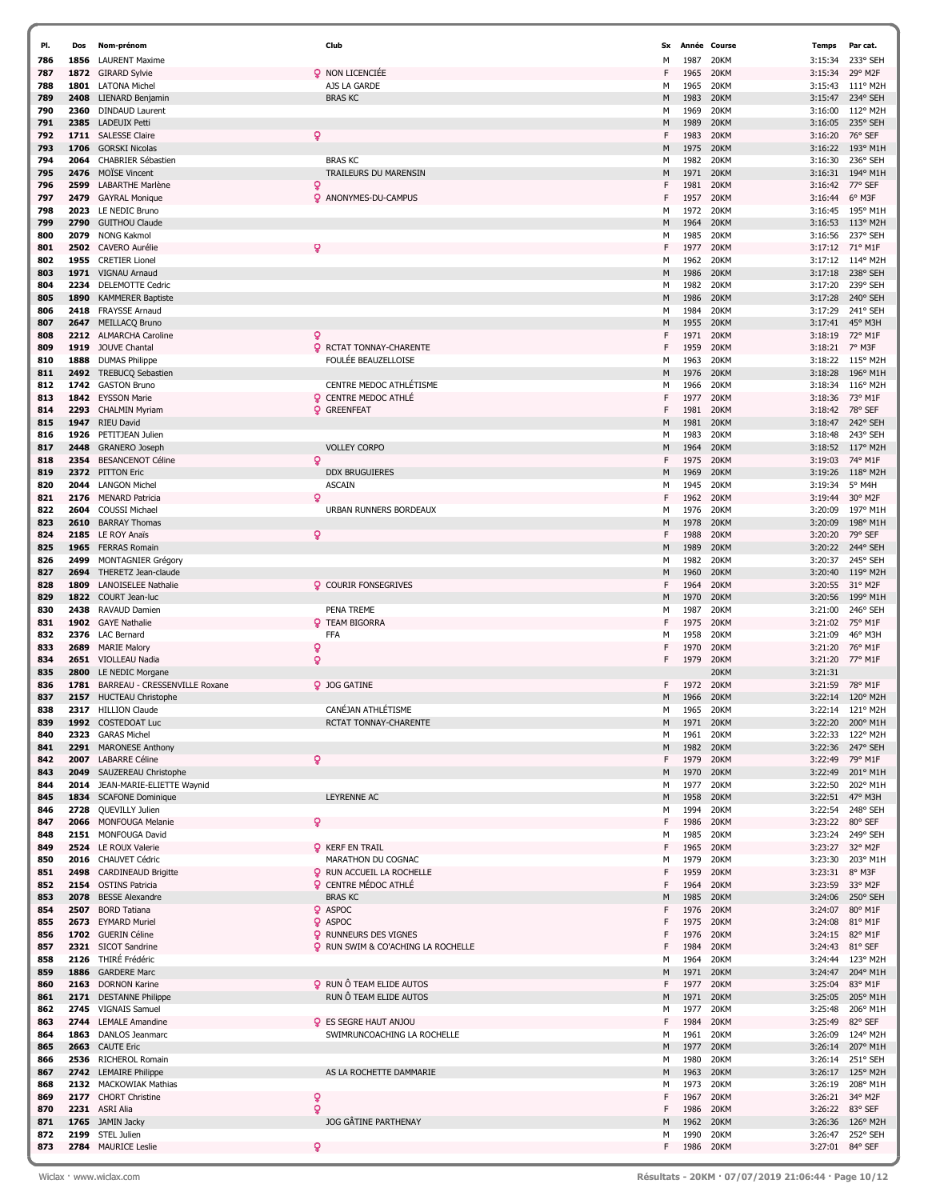| Pl. | Dos | Nom-prénom | Club | Sx | Année | Course | Temps | Par cat. |
|---|---|---|---|---|---|---|---|---|
| 786 | 1856 | LAURENT Maxime | | M | 1987 | 20KM | 3:15:34 | 233° SEH |
| 787 | 1872 | GIRARD Sylvie | NON LICENCIÉE | F | 1965 | 20KM | 3:15:34 | 29° M2F |
| 788 | 1801 | LATONA Michel | AJS LA GARDE | M | 1965 | 20KM | 3:15:43 | 111° M2H |
| 789 | 2408 | LIENARD Benjamin | BRAS KC | M | 1983 | 20KM | 3:15:47 | 234° SEH |
| 790 | 2360 | DINDAUD Laurent | | M | 1969 | 20KM | 3:16:00 | 112° M2H |
| 791 | 2385 | LADEUIX Petti | | M | 1989 | 20KM | 3:16:05 | 235° SEH |
| 792 | 1711 | SALESSE Claire | | F | 1983 | 20KM | 3:16:20 | 76° SEF |
| 793 | 1706 | GORSKI Nicolas | | M | 1975 | 20KM | 3:16:22 | 193° M1H |
| 794 | 2064 | CHABRIER Sébastien | BRAS KC | M | 1982 | 20KM | 3:16:30 | 236° SEH |
| 795 | 2476 | MOÏSE Vincent | TRAILEURS DU MARENSIN | M | 1971 | 20KM | 3:16:31 | 194° M1H |
| 796 | 2599 | LABARTHE Marlène | | F | 1981 | 20KM | 3:16:42 | 77° SEF |
| 797 | 2479 | GAYRAL Monique | ANONYMES-DU-CAMPUS | F | 1957 | 20KM | 3:16:44 | 6° M3F |
| 798 | 2023 | LE NEDIC Bruno | | M | 1972 | 20KM | 3:16:45 | 195° M1H |
| 799 | 2790 | GUITHOU Claude | | M | 1964 | 20KM | 3:16:53 | 113° M2H |
| 800 | 2079 | NONG Kakmol | | M | 1985 | 20KM | 3:16:56 | 237° SEH |
| 801 | 2502 | CAVERO Aurélie | | F | 1977 | 20KM | 3:17:12 | 71° M1F |
| 802 | 1955 | CRETIER Lionel | | M | 1962 | 20KM | 3:17:12 | 114° M2H |
| 803 | 1971 | VIGNAU Arnaud | | M | 1986 | 20KM | 3:17:18 | 238° SEH |
| 804 | 2234 | DELEMOTTE Cedric | | M | 1982 | 20KM | 3:17:20 | 239° SEH |
| 805 | 1890 | KAMMERER Baptiste | | M | 1986 | 20KM | 3:17:28 | 240° SEH |
| 806 | 2418 | FRAYSSE Arnaud | | M | 1984 | 20KM | 3:17:29 | 241° SEH |
| 807 | 2647 | MEILLACQ Bruno | | M | 1955 | 20KM | 3:17:41 | 45° M3H |
| 808 | 2212 | ALMARCHA Caroline | | F | 1971 | 20KM | 3:18:19 | 72° M1F |
| 809 | 1919 | JOUVE Chantal | RCTAT TONNAY-CHARENTE | F | 1959 | 20KM | 3:18:21 | 7° M3F |
| 810 | 1888 | DUMAS Philippe | FOULÉE BEAUZELLOISE | M | 1963 | 20KM | 3:18:22 | 115° M2H |
| 811 | 2492 | TREBUCQ Sebastien | | M | 1976 | 20KM | 3:18:28 | 196° M1H |
| 812 | 1742 | GASTON Bruno | CENTRE MEDOC ATHLÉTISME | M | 1966 | 20KM | 3:18:34 | 116° M2H |
| 813 | 1842 | EYSSON Marie | CENTRE MEDOC ATHLÉ | F | 1977 | 20KM | 3:18:36 | 73° M1F |
| 814 | 2293 | CHALMIN Myriam | GREENFEAT | F | 1981 | 20KM | 3:18:42 | 78° SEF |
| 815 | 1947 | RIEU David | | M | 1981 | 20KM | 3:18:47 | 242° SEH |
| 816 | 1926 | PETITJEAN Julien | | M | 1983 | 20KM | 3:18:48 | 243° SEH |
| 817 | 2448 | GRANERO Joseph | VOLLEY CORPO | M | 1964 | 20KM | 3:18:52 | 117° M2H |
| 818 | 2354 | BESANCENOT Céline | | F | 1975 | 20KM | 3:19:03 | 74° M1F |
| 819 | 2372 | PITTON Eric | DDX BRUGUIERES | M | 1969 | 20KM | 3:19:26 | 118° M2H |
| 820 | 2044 | LANGON Michel | ASCAIN | M | 1945 | 20KM | 3:19:34 | 5° M4H |
| 821 | 2176 | MENARD Patricia | | F | 1962 | 20KM | 3:19:44 | 30° M2F |
| 822 | 2604 | COUSSI Michael | URBAN RUNNERS BORDEAUX | M | 1976 | 20KM | 3:20:09 | 197° M1H |
| 823 | 2610 | BARRAY Thomas | | M | 1978 | 20KM | 3:20:09 | 198° M1H |
| 824 | 2185 | LE ROY Anaïs | | F | 1988 | 20KM | 3:20:20 | 79° SEF |
| 825 | 1965 | FERRAS Romain | | M | 1989 | 20KM | 3:20:22 | 244° SEH |
| 826 | 2499 | MONTAGNIER Grégory | | M | 1982 | 20KM | 3:20:37 | 245° SEH |
| 827 | 2694 | THERETZ Jean-claude | | M | 1960 | 20KM | 3:20:40 | 119° M2H |
| 828 | 1809 | LANOISELEE Nathalie | COURIR FONSEGRIVES | F | 1964 | 20KM | 3:20:55 | 31° M2F |
| 829 | 1822 | COURT Jean-luc | | M | 1970 | 20KM | 3:20:56 | 199° M1H |
| 830 | 2438 | RAVAUD Damien | PENA TREME | M | 1987 | 20KM | 3:21:00 | 246° SEH |
| 831 | 1902 | GAYE Nathalie | TEAM BIGORRA | F | 1975 | 20KM | 3:21:02 | 75° M1F |
| 832 | 2376 | LAC Bernard | FFA | M | 1958 | 20KM | 3:21:09 | 46° M3H |
| 833 | 2689 | MARIE Malory | | F | 1970 | 20KM | 3:21:20 | 76° M1F |
| 834 | 2651 | VIOLLEAU Nadia | | F | 1979 | 20KM | 3:21:20 | 77° M1F |
| 835 | 2800 | LE NEDIC Morgane | | | | 20KM | 3:21:31 | |
| 836 | 1781 | BARREAU - CRESSENVILLE Roxane | JOG GATINE | F | 1972 | 20KM | 3:21:59 | 78° M1F |
| 837 | 2157 | HUCTEAU Christophe | | M | 1966 | 20KM | 3:22:14 | 120° M2H |
| 838 | 2317 | HILLION Claude | CANÉJAN ATHLÉTISME | M | 1965 | 20KM | 3:22:14 | 121° M2H |
| 839 | 1992 | COSTEDOAT Luc | RCTAT TONNAY-CHARENTE | M | 1971 | 20KM | 3:22:20 | 200° M1H |
| 840 | 2323 | GARAS Michel | | M | 1961 | 20KM | 3:22:33 | 122° M2H |
| 841 | 2291 | MARONESE Anthony | | M | 1982 | 20KM | 3:22:36 | 247° SEH |
| 842 | 2007 | LABARRE Céline | | F | 1979 | 20KM | 3:22:49 | 79° M1F |
| 843 | 2049 | SAUZEREAU Christophe | | M | 1970 | 20KM | 3:22:49 | 201° M1H |
| 844 | 2014 | JEAN-MARIE-ELIETTE Waynid | | M | 1977 | 20KM | 3:22:50 | 202° M1H |
| 845 | 1834 | SCAFONE Dominique | LEYRENNE AC | M | 1958 | 20KM | 3:22:51 | 47° M3H |
| 846 | 2728 | QUEVILLY Julien | | M | 1994 | 20KM | 3:22:54 | 248° SEH |
| 847 | 2066 | MONFOUGA Melanie | | F | 1986 | 20KM | 3:23:22 | 80° SEF |
| 848 | 2151 | MONFOUGA David | | M | 1985 | 20KM | 3:23:24 | 249° SEH |
| 849 | 2524 | LE ROUX Valerie | KERF EN TRAIL | F | 1965 | 20KM | 3:23:27 | 32° M2F |
| 850 | 2016 | CHAUVET Cédric | MARATHON DU COGNAC | M | 1979 | 20KM | 3:23:30 | 203° M1H |
| 851 | 2498 | CARDINEAUD Brigitte | RUN ACCUEIL LA ROCHELLE | F | 1959 | 20KM | 3:23:31 | 8° M3F |
| 852 | 2154 | OSTINS Patricia | CENTRE MÉDOC ATHLÉ | F | 1964 | 20KM | 3:23:59 | 33° M2F |
| 853 | 2078 | BESSE Alexandre | BRAS KC | M | 1985 | 20KM | 3:24:06 | 250° SEH |
| 854 | 2507 | BORD Tatiana | ASPOC | F | 1976 | 20KM | 3:24:07 | 80° M1F |
| 855 | 2673 | EYMARD Muriel | ASPOC | F | 1975 | 20KM | 3:24:08 | 81° M1F |
| 856 | 1702 | GUERIN Céline | RUNNEURS DES VIGNES | F | 1976 | 20KM | 3:24:15 | 82° M1F |
| 857 | 2321 | SICOT Sandrine | RUN SWIM & CO'ACHING LA ROCHELLE | F | 1984 | 20KM | 3:24:43 | 81° SEF |
| 858 | 2126 | THIRÉ Frédéric | | M | 1964 | 20KM | 3:24:44 | 123° M2H |
| 859 | 1886 | GARDERE Marc | | M | 1971 | 20KM | 3:24:47 | 204° M1H |
| 860 | 2163 | DORNON Karine | RUN Ô TEAM ELIDE AUTOS | F | 1977 | 20KM | 3:25:04 | 83° M1F |
| 861 | 2171 | DESTANNE Philippe | RUN Ô TEAM ELIDE AUTOS | M | 1971 | 20KM | 3:25:05 | 205° M1H |
| 862 | 2745 | VIGNAIS Samuel | | M | 1977 | 20KM | 3:25:48 | 206° M1H |
| 863 | 2744 | LEMALE Amandine | ES SEGRE HAUT ANJOU | F | 1984 | 20KM | 3:25:49 | 82° SEF |
| 864 | 1863 | DANLOS Jeanmarc | SWIMRUNCOACHING LA ROCHELLE | M | 1961 | 20KM | 3:26:09 | 124° M2H |
| 865 | 2663 | CAUTE Eric | | M | 1977 | 20KM | 3:26:14 | 207° M1H |
| 866 | 2536 | RICHEROL Romain | | M | 1980 | 20KM | 3:26:14 | 251° SEH |
| 867 | 2742 | LEMAIRE Philippe | AS LA ROCHETTE DAMMARIE | M | 1963 | 20KM | 3:26:17 | 125° M2H |
| 868 | 2132 | MACKOWIAK Mathias | | M | 1973 | 20KM | 3:26:19 | 208° M1H |
| 869 | 2177 | CHORT Christine | | F | 1967 | 20KM | 3:26:21 | 34° M2F |
| 870 | 2231 | ASRI Alia | | F | 1986 | 20KM | 3:26:22 | 83° SEF |
| 871 | 1765 | JAMIN Jacky | JOG GÂTINE PARTHENAY | M | 1962 | 20KM | 3:26:36 | 126° M2H |
| 872 | 2199 | STEL Julien | | M | 1990 | 20KM | 3:26:47 | 252° SEH |
| 873 | 2784 | MAURICE Leslie | | F | 1986 | 20KM | 3:27:01 | 84° SEF |

Résultats - 20KM · 07/07/2019 21:06:44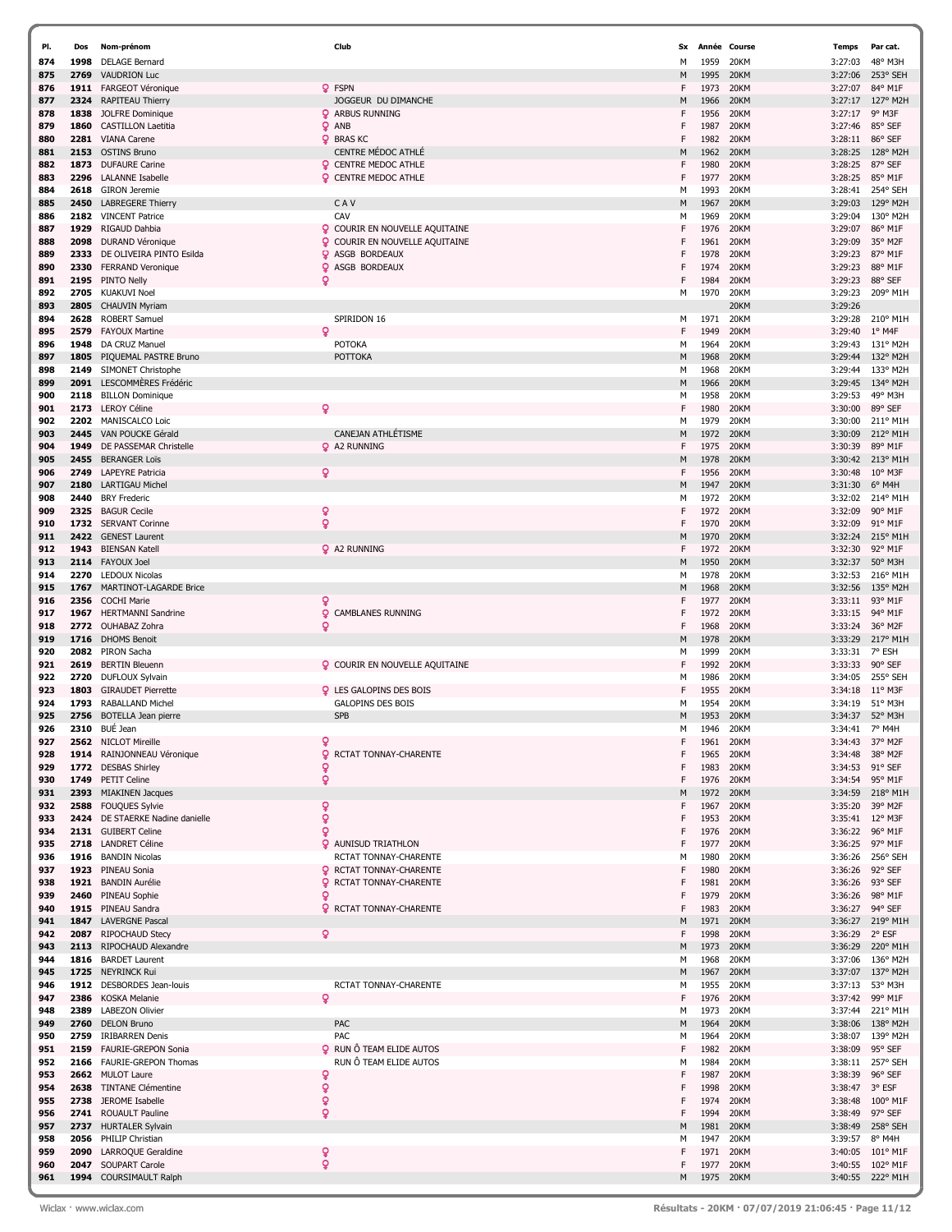| Pl. | Dos | Nom-prénom | Club | Sx | Année | Course | Temps | Par cat. |
|---|---|---|---|---|---|---|---|---|
| 874 | 1998 | DELAGE Bernard | | M | 1959 | 20KM | 3:27:03 | 48° M3H |
| 875 | 2769 | VAUDRION Luc | | M | 1995 | 20KM | 3:27:06 | 253° SEH |
| 876 | 1911 | FARGEOT Véronique | ♀ FSPN | F | 1973 | 20KM | 3:27:07 | 84° M1F |
| 877 | 2324 | RAPITEAU Thierry | JOGGEUR DU DIMANCHE | M | 1966 | 20KM | 3:27:17 | 127° M2H |
| 878 | 1838 | JOLFRE Dominique | ♀ ARBUS RUNNING | F | 1956 | 20KM | 3:27:17 | 9° M3F |
| 879 | 1860 | CASTILLON Laetitia | ♀ ANB | F | 1987 | 20KM | 3:27:46 | 85° SEF |
| 880 | 2281 | VIANA Carene | ♀ BRAS KC | F | 1982 | 20KM | 3:28:11 | 86° SEF |
| 881 | 2153 | OSTINS Bruno | CENTRE MÉDOC ATHLÉ | M | 1962 | 20KM | 3:28:25 | 128° M2H |
| 882 | 1873 | DUFAURE Carine | ♀ CENTRE MEDOC ATHLE | F | 1980 | 20KM | 3:28:25 | 87° SEF |
| 883 | 2296 | LALANNE Isabelle | ♀ CENTRE MEDOC ATHLE | F | 1977 | 20KM | 3:28:25 | 85° M1F |
| 884 | 2618 | GIRON Jeremie | | M | 1993 | 20KM | 3:28:41 | 254° SEH |
| 885 | 2450 | LABREGERE Thierry | C A V | M | 1967 | 20KM | 3:29:03 | 129° M2H |
| 886 | 2182 | VINCENT Patrice | CAV | M | 1969 | 20KM | 3:29:04 | 130° M2H |
| 887 | 1929 | RIGAUD Dahbia | ♀ COURIR EN NOUVELLE AQUITAINE | F | 1976 | 20KM | 3:29:07 | 86° M1F |
| 888 | 2098 | DURAND Véronique | ♀ COURIR EN NOUVELLE AQUITAINE | F | 1961 | 20KM | 3:29:09 | 35° M2F |
| 889 | 2333 | DE OLIVEIRA PINTO Esilda | ♀ ASGB BORDEAUX | F | 1978 | 20KM | 3:29:23 | 87° M1F |
| 890 | 2330 | FERRAND Veronique | ♀ ASGB BORDEAUX | F | 1974 | 20KM | 3:29:23 | 88° M1F |
| 891 | 2195 | PINTO Nelly | ♀ | F | 1984 | 20KM | 3:29:23 | 88° SEF |
| 892 | 2705 | KUAKUVI Noel | | M | 1970 | 20KM | 3:29:23 | 209° M1H |
| 893 | 2805 | CHAUVIN Myriam | | | | 20KM | 3:29:26 | |
| 894 | 2628 | ROBERT Samuel | SPIRIDON 16 | M | 1971 | 20KM | 3:29:28 | 210° M1H |
| 895 | 2579 | FAYOUX Martine | ♀ | F | 1949 | 20KM | 3:29:40 | 1° M4F |
| 896 | 1948 | DA CRUZ Manuel | POTOKA | M | 1964 | 20KM | 3:29:43 | 131° M2H |
| 897 | 1805 | PIQUEMAL PASTRE Bruno | POTTOKA | M | 1968 | 20KM | 3:29:44 | 132° M2H |
| 898 | 2149 | SIMONET Christophe | | M | 1968 | 20KM | 3:29:44 | 133° M2H |
| 899 | 2091 | LESCOMMÈRES Frédéric | | M | 1966 | 20KM | 3:29:45 | 134° M2H |
| 900 | 2118 | BILLON Dominique | | M | 1958 | 20KM | 3:29:53 | 49° M3H |
| 901 | 2173 | LEROY Céline | ♀ | F | 1980 | 20KM | 3:30:00 | 89° SEF |
| 902 | 2202 | MANISCALCO Loic | | M | 1979 | 20KM | 3:30:00 | 211° M1H |
| 903 | 2445 | VAN POUCKE Gérald | CANEJAN ATHLÉTISME | M | 1972 | 20KM | 3:30:09 | 212° M1H |
| 904 | 1949 | DE PASSEMAR Christelle | ♀ A2 RUNNING | F | 1975 | 20KM | 3:30:39 | 89° M1F |
| 905 | 2455 | BERANGER Lois | | M | 1978 | 20KM | 3:30:42 | 213° M1H |
| 906 | 2749 | LAPEYRE Patricia | ♀ | F | 1956 | 20KM | 3:30:48 | 10° M3F |
| 907 | 2180 | LARTIGAU Michel | | M | 1947 | 20KM | 3:31:30 | 6° M4H |
| 908 | 2440 | BRY Frederic | | M | 1972 | 20KM | 3:32:02 | 214° M1H |
| 909 | 2325 | BAGUR Cecile | ♀ | F | 1972 | 20KM | 3:32:09 | 90° M1F |
| 910 | 1732 | SERVANT Corinne | ♀ | F | 1970 | 20KM | 3:32:09 | 91° M1F |
| 911 | 2422 | GENEST Laurent | | M | 1970 | 20KM | 3:32:24 | 215° M1H |
| 912 | 1943 | BIENSAN Katell | ♀ A2 RUNNING | F | 1972 | 20KM | 3:32:30 | 92° M1F |
| 913 | 2114 | FAYOUX Joel | | M | 1950 | 20KM | 3:32:37 | 50° M3H |
| 914 | 2270 | LEDOUX Nicolas | | M | 1978 | 20KM | 3:32:53 | 216° M1H |
| 915 | 1767 | MARTINOT-LAGARDE Brice | | M | 1968 | 20KM | 3:32:56 | 135° M2H |
| 916 | 2356 | COCHI Marie | ♀ | F | 1977 | 20KM | 3:33:11 | 93° M1F |
| 917 | 1967 | HERTMANNI Sandrine | ♀ CAMBLANES RUNNING | F | 1972 | 20KM | 3:33:15 | 94° M1F |
| 918 | 2772 | OUHABAZ Zohra | ♀ | F | 1968 | 20KM | 3:33:24 | 36° M2F |
| 919 | 1716 | DHOMS Benoit | | M | 1978 | 20KM | 3:33:29 | 217° M1H |
| 920 | 2082 | PIRON Sacha | | M | 1999 | 20KM | 3:33:31 | 7° ESH |
| 921 | 2619 | BERTIN Bleuenn | ♀ COURIR EN NOUVELLE AQUITAINE | F | 1992 | 20KM | 3:33:33 | 90° SEF |
| 922 | 2720 | DUFLOUX Sylvain | | M | 1986 | 20KM | 3:34:05 | 255° SEH |
| 923 | 1803 | GIRAUDET Pierrette | ♀ LES GALOPINS DES BOIS | F | 1955 | 20KM | 3:34:18 | 11° M3F |
| 924 | 1793 | RABALLAND Michel | GALOPINS DES BOIS | M | 1954 | 20KM | 3:34:19 | 51° M3H |
| 925 | 2756 | BOTELLA Jean pierre | SPB | M | 1953 | 20KM | 3:34:37 | 52° M3H |
| 926 | 2310 | BUÉ Jean | | M | 1946 | 20KM | 3:34:41 | 7° M4H |
| 927 | 2562 | NICLOT Mireille | ♀ | F | 1961 | 20KM | 3:34:43 | 37° M2F |
| 928 | 1914 | RAINJONNEAU Véronique | ♀ RCTAT TONNAY-CHARENTE | F | 1965 | 20KM | 3:34:48 | 38° M2F |
| 929 | 1772 | DESBAS Shirley | ♀ | F | 1983 | 20KM | 3:34:53 | 91° SEF |
| 930 | 1749 | PETIT Celine | ♀ | F | 1976 | 20KM | 3:34:54 | 95° M1F |
| 931 | 2393 | MIAKINEN Jacques | | M | 1972 | 20KM | 3:34:59 | 218° M1H |
| 932 | 2588 | FOUQUES Sylvie | ♀ | F | 1967 | 20KM | 3:35:20 | 39° M2F |
| 933 | 2424 | DE STAERKE Nadine danielle | ♀ | F | 1953 | 20KM | 3:35:41 | 12° M3F |
| 934 | 2131 | GUIBERT Celine | ♀ | F | 1976 | 20KM | 3:36:22 | 96° M1F |
| 935 | 2718 | LANDRET Céline | ♀ AUNISUD TRIATHLON | F | 1977 | 20KM | 3:36:25 | 97° M1F |
| 936 | 1916 | BANDIN Nicolas | RCTAT TONNAY-CHARENTE | M | 1980 | 20KM | 3:36:26 | 256° SEH |
| 937 | 1923 | PINEAU Sonia | ♀ RCTAT TONNAY-CHARENTE | F | 1980 | 20KM | 3:36:26 | 92° SEF |
| 938 | 1921 | BANDIN Aurélie | ♀ RCTAT TONNAY-CHARENTE | F | 1981 | 20KM | 3:36:26 | 93° SEF |
| 939 | 2460 | PINEAU Sophie | ♀ | F | 1979 | 20KM | 3:36:26 | 98° M1F |
| 940 | 1915 | PINEAU Sandra | ♀ RCTAT TONNAY-CHARENTE | F | 1983 | 20KM | 3:36:27 | 94° SEF |
| 941 | 1847 | LAVERGNE Pascal | | M | 1971 | 20KM | 3:36:27 | 219° M1H |
| 942 | 2087 | RIPOCHAUD Stecy | ♀ | F | 1998 | 20KM | 3:36:29 | 2° ESF |
| 943 | 2113 | RIPOCHAUD Alexandre | | M | 1973 | 20KM | 3:36:29 | 220° M1H |
| 944 | 1816 | BARDET Laurent | | M | 1968 | 20KM | 3:37:06 | 136° M2H |
| 945 | 1725 | NEYRINCK Rui | | M | 1967 | 20KM | 3:37:07 | 137° M2H |
| 946 | 1912 | DESBORDES Jean-louis | RCTAT TONNAY-CHARENTE | M | 1955 | 20KM | 3:37:13 | 53° M3H |
| 947 | 2386 | KOSKA Melanie | ♀ | F | 1976 | 20KM | 3:37:42 | 99° M1F |
| 948 | 2389 | LABEZON Olivier | | M | 1973 | 20KM | 3:37:44 | 221° M1H |
| 949 | 2760 | DELON Bruno | PAC | M | 1964 | 20KM | 3:38:06 | 138° M2H |
| 950 | 2759 | IRIBARREN Denis | PAC | M | 1964 | 20KM | 3:38:07 | 139° M2H |
| 951 | 2159 | FAURIE-GREPON Sonia | ♀ RUN Ô TEAM ELIDE AUTOS | F | 1982 | 20KM | 3:38:09 | 95° SEF |
| 952 | 2166 | FAURIE-GREPON Thomas | RUN Ô TEAM ELIDE AUTOS | M | 1984 | 20KM | 3:38:11 | 257° SEH |
| 953 | 2662 | MULOT Laure | ♀ | F | 1987 | 20KM | 3:38:39 | 96° SEF |
| 954 | 2638 | TINTANE Clémentine | ♀ | F | 1998 | 20KM | 3:38:47 | 3° ESF |
| 955 | 2738 | JEROME Isabelle | ♀ | F | 1974 | 20KM | 3:38:48 | 100° M1F |
| 956 | 2741 | ROUAULT Pauline | ♀ | F | 1994 | 20KM | 3:38:49 | 97° SEF |
| 957 | 2737 | HURTALER Sylvain | | M | 1981 | 20KM | 3:38:49 | 258° SEH |
| 958 | 2056 | PHILIP Christian | | M | 1947 | 20KM | 3:39:57 | 8° M4H |
| 959 | 2090 | LARROQUE Geraldine | ♀ | F | 1971 | 20KM | 3:40:05 | 101° M1F |
| 960 | 2047 | SOUPART Carole | ♀ | F | 1977 | 20KM | 3:40:55 | 102° M1F |
| 961 | 1994 | COURSIMAULT Ralph | | M | 1975 | 20KM | 3:40:55 | 222° M1H |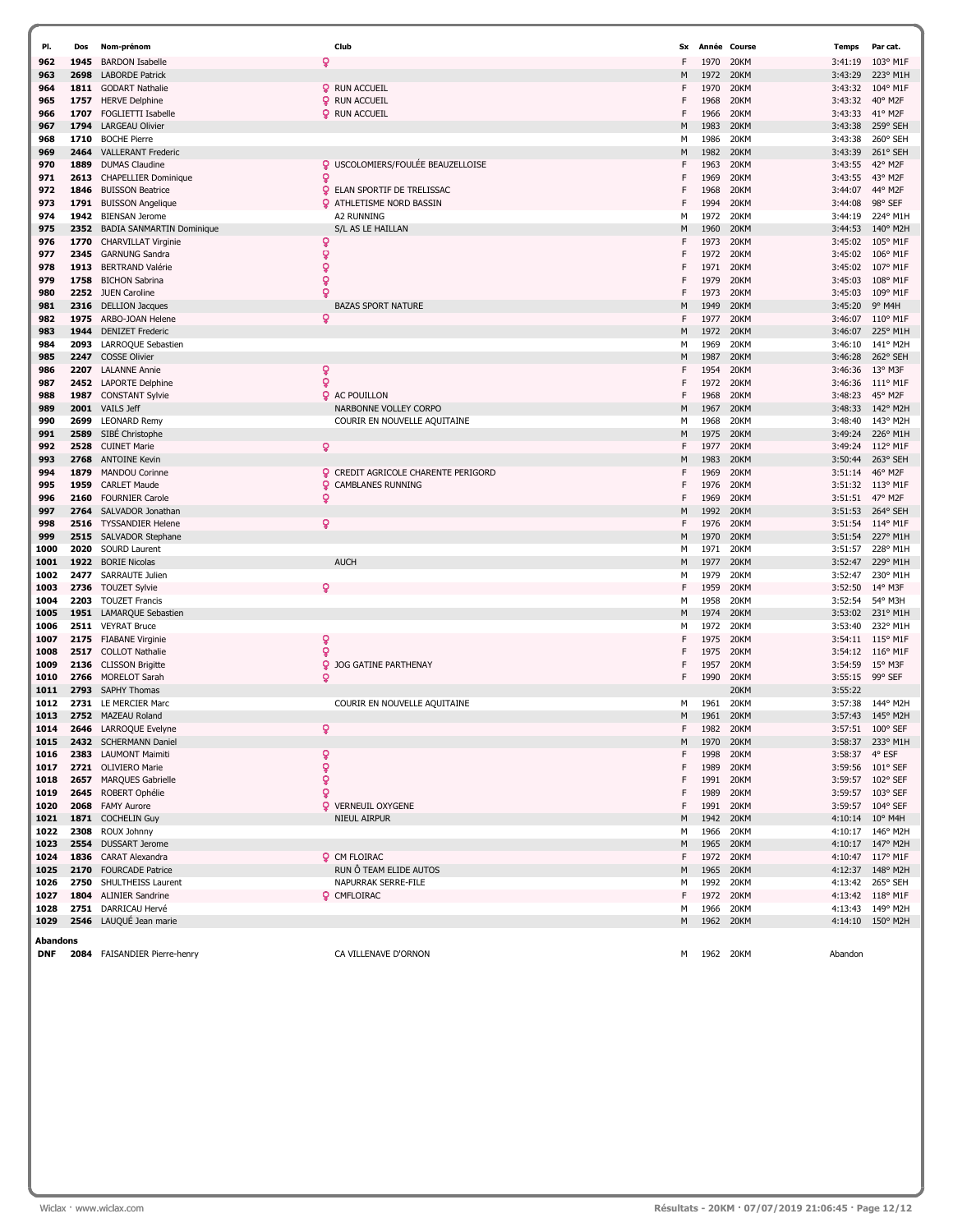| Pl. | Dos | Nom-prénom | Club | Sx | Année | Course | Temps | Par cat. |
|---|---|---|---|---|---|---|---|---|
| 962 | 1945 | BARDON Isabelle | ♀ | F | 1970 | 20KM | 3:41:19 | 103° M1F |
| 963 | 2698 | LABORDE Patrick | | M | 1972 | 20KM | 3:43:29 | 223° M1H |
| 964 | 1811 | GODART Nathalie | ♀ RUN ACCUEIL | F | 1970 | 20KM | 3:43:32 | 104° M1F |
| 965 | 1757 | HERVE Delphine | ♀ RUN ACCUEIL | F | 1968 | 20KM | 3:43:32 | 40° M2F |
| 966 | 1707 | FOGLIETTI Isabelle | ♀ RUN ACCUEIL | F | 1966 | 20KM | 3:43:33 | 41° M2F |
| 967 | 1794 | LARGEAU Olivier | | M | 1983 | 20KM | 3:43:38 | 259° SEH |
| 968 | 1710 | BOCHE Pierre | | M | 1986 | 20KM | 3:43:38 | 260° SEH |
| 969 | 2464 | VALLERANT Frederic | | M | 1982 | 20KM | 3:43:39 | 261° SEH |
| 970 | 1889 | DUMAS Claudine | ♀ USCOLOMIERS/FOULÉE BEAUZELLOISE | F | 1963 | 20KM | 3:43:55 | 42° M2F |
| 971 | 2613 | CHAPELLIER Dominique | ♀ | F | 1969 | 20KM | 3:43:55 | 43° M2F |
| 972 | 1846 | BUISSON Beatrice | ♀ ELAN SPORTIF DE TRELISSAC | F | 1968 | 20KM | 3:44:07 | 44° M2F |
| 973 | 1791 | BUISSON Angelique | ♀ ATHLETISME NORD BASSIN | F | 1994 | 20KM | 3:44:08 | 98° SEF |
| 974 | 1942 | BIENSAN Jerome | A2 RUNNING | M | 1972 | 20KM | 3:44:19 | 224° M1H |
| 975 | 2352 | BADIA SANMARTIN Dominique | S/L AS LE HAILLAN | M | 1960 | 20KM | 3:44:53 | 140° M2H |
| 976 | 1770 | CHARVILLAT Virginie | ♀ | F | 1973 | 20KM | 3:45:02 | 105° M1F |
| 977 | 2345 | GARNUNG Sandra | ♀ | F | 1972 | 20KM | 3:45:02 | 106° M1F |
| 978 | 1913 | BERTRAND Valérie | ♀ | F | 1971 | 20KM | 3:45:02 | 107° M1F |
| 979 | 1758 | BICHON Sabrina | ♀ | F | 1979 | 20KM | 3:45:03 | 108° M1F |
| 980 | 2252 | JUEN Caroline | ♀ | F | 1973 | 20KM | 3:45:03 | 109° M1F |
| 981 | 2316 | DELLION Jacques | BAZAS SPORT NATURE | M | 1949 | 20KM | 3:45:20 | 9° M4H |
| 982 | 1975 | ARBO-JOAN Helene | ♀ | F | 1977 | 20KM | 3:46:07 | 110° M1F |
| 983 | 1944 | DENIZET Frederic | | M | 1972 | 20KM | 3:46:07 | 225° M1H |
| 984 | 2093 | LARROQUE Sebastien | | M | 1969 | 20KM | 3:46:10 | 141° M2H |
| 985 | 2247 | COSSE Olivier | | M | 1987 | 20KM | 3:46:28 | 262° SEH |
| 986 | 2207 | LALANNE Annie | ♀ | F | 1954 | 20KM | 3:46:36 | 13° M3F |
| 987 | 2452 | LAPORTE Delphine | ♀ | F | 1972 | 20KM | 3:46:36 | 111° M1F |
| 988 | 1987 | CONSTANT Sylvie | ♀ AC POUILLON | F | 1968 | 20KM | 3:48:23 | 45° M2F |
| 989 | 2001 | VAILS Jeff | NARBONNE VOLLEY CORPO | M | 1967 | 20KM | 3:48:33 | 142° M2H |
| 990 | 2699 | LEONARD Remy | COURIR EN NOUVELLE AQUITAINE | M | 1968 | 20KM | 3:48:40 | 143° M2H |
| 991 | 2589 | SIBÉ Christophe | | M | 1975 | 20KM | 3:49:24 | 226° M1H |
| 992 | 2528 | CUINET Marie | ♀ | F | 1977 | 20KM | 3:49:24 | 112° M1F |
| 993 | 2768 | ANTOINE Kevin | | M | 1983 | 20KM | 3:50:44 | 263° SEH |
| 994 | 1879 | MANDOU Corinne | ♀ CREDIT AGRICOLE CHARENTE PERIGORD | F | 1969 | 20KM | 3:51:14 | 46° M2F |
| 995 | 1959 | CARLET Maude | ♀ CAMBLANES RUNNING | F | 1976 | 20KM | 3:51:32 | 113° M1F |
| 996 | 2160 | FOURNIER Carole | ♀ | F | 1969 | 20KM | 3:51:51 | 47° M2F |
| 997 | 2764 | SALVADOR Jonathan | | M | 1992 | 20KM | 3:51:53 | 264° SEH |
| 998 | 2516 | TYSSANDIER Helene | ♀ | F | 1976 | 20KM | 3:51:54 | 114° M1F |
| 999 | 2515 | SALVADOR Stephane | | M | 1970 | 20KM | 3:51:54 | 227° M1H |
| 1000 | 2020 | SOURD Laurent | | M | 1971 | 20KM | 3:51:57 | 228° M1H |
| 1001 | 1922 | BORIE Nicolas | AUCH | M | 1977 | 20KM | 3:52:47 | 229° M1H |
| 1002 | 2477 | SARRAUTE Julien | | M | 1979 | 20KM | 3:52:47 | 230° M1H |
| 1003 | 2736 | TOUZET Sylvie | ♀ | F | 1959 | 20KM | 3:52:50 | 14° M3F |
| 1004 | 2203 | TOUZET Francis | | M | 1958 | 20KM | 3:52:54 | 54° M3H |
| 1005 | 1951 | LAMARQUE Sebastien | | M | 1974 | 20KM | 3:53:02 | 231° M1H |
| 1006 | 2511 | VEYRAT Bruce | | M | 1972 | 20KM | 3:53:40 | 232° M1H |
| 1007 | 2175 | FIABANE Virginie | ♀ | F | 1975 | 20KM | 3:54:11 | 115° M1F |
| 1008 | 2517 | COLLOT Nathalie | ♀ | F | 1975 | 20KM | 3:54:12 | 116° M1F |
| 1009 | 2136 | CLISSON Brigitte | ♀ JOG GATINE PARTHENAY | F | 1957 | 20KM | 3:54:59 | 15° M3F |
| 1010 | 2766 | MORELOT Sarah | ♀ | F | 1990 | 20KM | 3:55:15 | 99° SEF |
| 1011 | 2793 | SAPHY Thomas | | | | 20KM | 3:55:22 | |
| 1012 | 2731 | LE MERCIER Marc | COURIR EN NOUVELLE AQUITAINE | M | 1961 | 20KM | 3:57:38 | 144° M2H |
| 1013 | 2752 | MAZEAU Roland | | M | 1961 | 20KM | 3:57:43 | 145° M2H |
| 1014 | 2646 | LARROQUE Evelyne | ♀ | F | 1982 | 20KM | 3:57:51 | 100° SEF |
| 1015 | 2432 | SCHERMANN Daniel | | M | 1970 | 20KM | 3:58:37 | 233° M1H |
| 1016 | 2383 | LAUMONT Maimiti | ♀ | F | 1998 | 20KM | 3:58:37 | 4° ESF |
| 1017 | 2721 | OLIVIERO Marie | ♀ | F | 1989 | 20KM | 3:59:56 | 101° SEF |
| 1018 | 2657 | MARQUES Gabrielle | ♀ | F | 1991 | 20KM | 3:59:57 | 102° SEF |
| 1019 | 2645 | ROBERT Ophélie | ♀ | F | 1989 | 20KM | 3:59:57 | 103° SEF |
| 1020 | 2068 | FAMY Aurore | ♀ VERNEUIL OXYGENE | F | 1991 | 20KM | 3:59:57 | 104° SEF |
| 1021 | 1871 | COCHELIN Guy | NIEUL AIRPUR | M | 1942 | 20KM | 4:10:14 | 10° M4H |
| 1022 | 2308 | ROUX Johnny | | M | 1966 | 20KM | 4:10:17 | 146° M2H |
| 1023 | 2554 | DUSSART Jerome | | M | 1965 | 20KM | 4:10:17 | 147° M2H |
| 1024 | 1836 | CARAT Alexandra | ♀ CM FLOIRAC | F | 1972 | 20KM | 4:10:47 | 117° M1F |
| 1025 | 2170 | FOURCADE Patrice | RUN Ô TEAM ELIDE AUTOS | M | 1965 | 20KM | 4:12:37 | 148° M2H |
| 1026 | 2750 | SHULTHEISS Laurent | NAPURRAK SERRE-FILE | M | 1992 | 20KM | 4:13:42 | 265° SEH |
| 1027 | 1804 | ALINIER Sandrine | ♀ CMFLOIRAC | F | 1972 | 20KM | 4:13:42 | 118° M1F |
| 1028 | 2751 | DARRICAU Hervé | | M | 1966 | 20KM | 4:13:43 | 149° M2H |
| 1029 | 2546 | LAUQUÉ Jean marie | | M | 1962 | 20KM | 4:14:10 | 150° M2H |

**Abandons**

| | | | | | | | | |
|---|---|---|---|---|---|---|---|---|
| DNF | 2084 | FAISANDIER Pierre-henry | CA VILLENAVE D'ORNON | M | 1962 | 20KM | Abandon | |

Résultats - 20KM · 07/07/2019 21:06:45